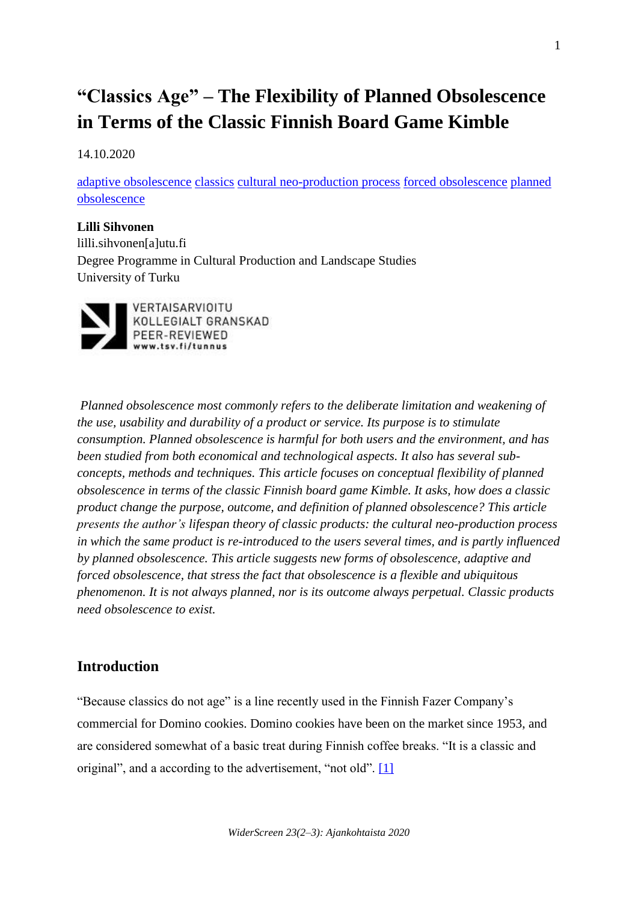# "Classics Age" – The Flexibility of Planned Obsolescence in Terms of the Classic Finnish Board Game Kimble

14.10.2020

adaptive obsolescence classics cultural neo-production process forced obsolescence planned obsolescence

**Lilli Sihvonen**
lilli.sihvonen[a]utu.fi
Degree Programme in Cultural Production and Landscape Studies
University of Turku

VERTAISARVIOITU
KOLLEGIALT GRANSKAD
PEER-REVIEWED
www.tsv.fi/tunnus

*Planned obsolescence most commonly refers to the deliberate limitation and weakening of the use, usability and durability of a product or service. Its purpose is to stimulate consumption. Planned obsolescence is harmful for both users and the environment, and has been studied from both economical and technological aspects. It also has several sub-concepts, methods and techniques. This article focuses on conceptual flexibility of planned obsolescence in terms of the classic Finnish board game Kimble. It asks, how does a classic product change the purpose, outcome, and definition of planned obsolescence? This article presents the author's lifespan theory of classic products: the cultural neo-production process in which the same product is re-introduced to the users several times, and is partly influenced by planned obsolescence. This article suggests new forms of obsolescence, adaptive and forced obsolescence, that stress the fact that obsolescence is a flexible and ubiquitous phenomenon. It is not always planned, nor is its outcome always perpetual. Classic products need obsolescence to exist.*

## Introduction

"Because classics do not age" is a line recently used in the Finnish Fazer Company's commercial for Domino cookies. Domino cookies have been on the market since 1953, and are considered somewhat of a basic treat during Finnish coffee breaks. "It is a classic and original", and a according to the advertisement, "not old". [1]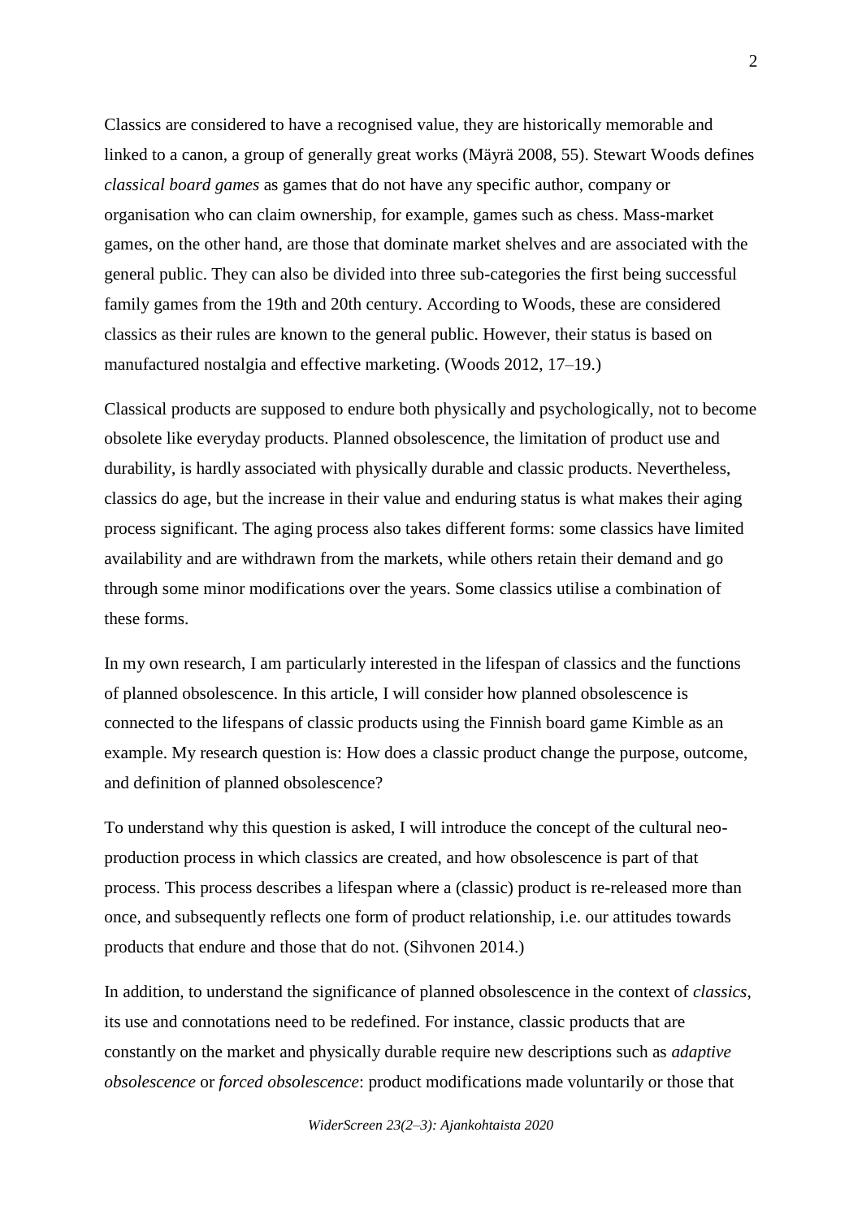Classics are considered to have a recognised value, they are historically memorable and linked to a canon, a group of generally great works (Mäyrä 2008, 55). Stewart Woods defines *classical board games* as games that do not have any specific author, company or organisation who can claim ownership, for example, games such as chess. Mass-market games, on the other hand, are those that dominate market shelves and are associated with the general public. They can also be divided into three sub-categories the first being successful family games from the 19th and 20th century. According to Woods, these are considered classics as their rules are known to the general public. However, their status is based on manufactured nostalgia and effective marketing. (Woods 2012, 17–19.)

Classical products are supposed to endure both physically and psychologically, not to become obsolete like everyday products. Planned obsolescence, the limitation of product use and durability, is hardly associated with physically durable and classic products. Nevertheless, classics do age, but the increase in their value and enduring status is what makes their aging process significant. The aging process also takes different forms: some classics have limited availability and are withdrawn from the markets, while others retain their demand and go through some minor modifications over the years. Some classics utilise a combination of these forms.

In my own research, I am particularly interested in the lifespan of classics and the functions of planned obsolescence. In this article, I will consider how planned obsolescence is connected to the lifespans of classic products using the Finnish board game Kimble as an example. My research question is: How does a classic product change the purpose, outcome, and definition of planned obsolescence?

To understand why this question is asked, I will introduce the concept of the cultural neo-production process in which classics are created, and how obsolescence is part of that process. This process describes a lifespan where a (classic) product is re-released more than once, and subsequently reflects one form of product relationship, i.e. our attitudes towards products that endure and those that do not. (Sihvonen 2014.)

In addition, to understand the significance of planned obsolescence in the context of *classics*, its use and connotations need to be redefined. For instance, classic products that are constantly on the market and physically durable require new descriptions such as *adaptive obsolescence* or *forced obsolescence*: product modifications made voluntarily or those that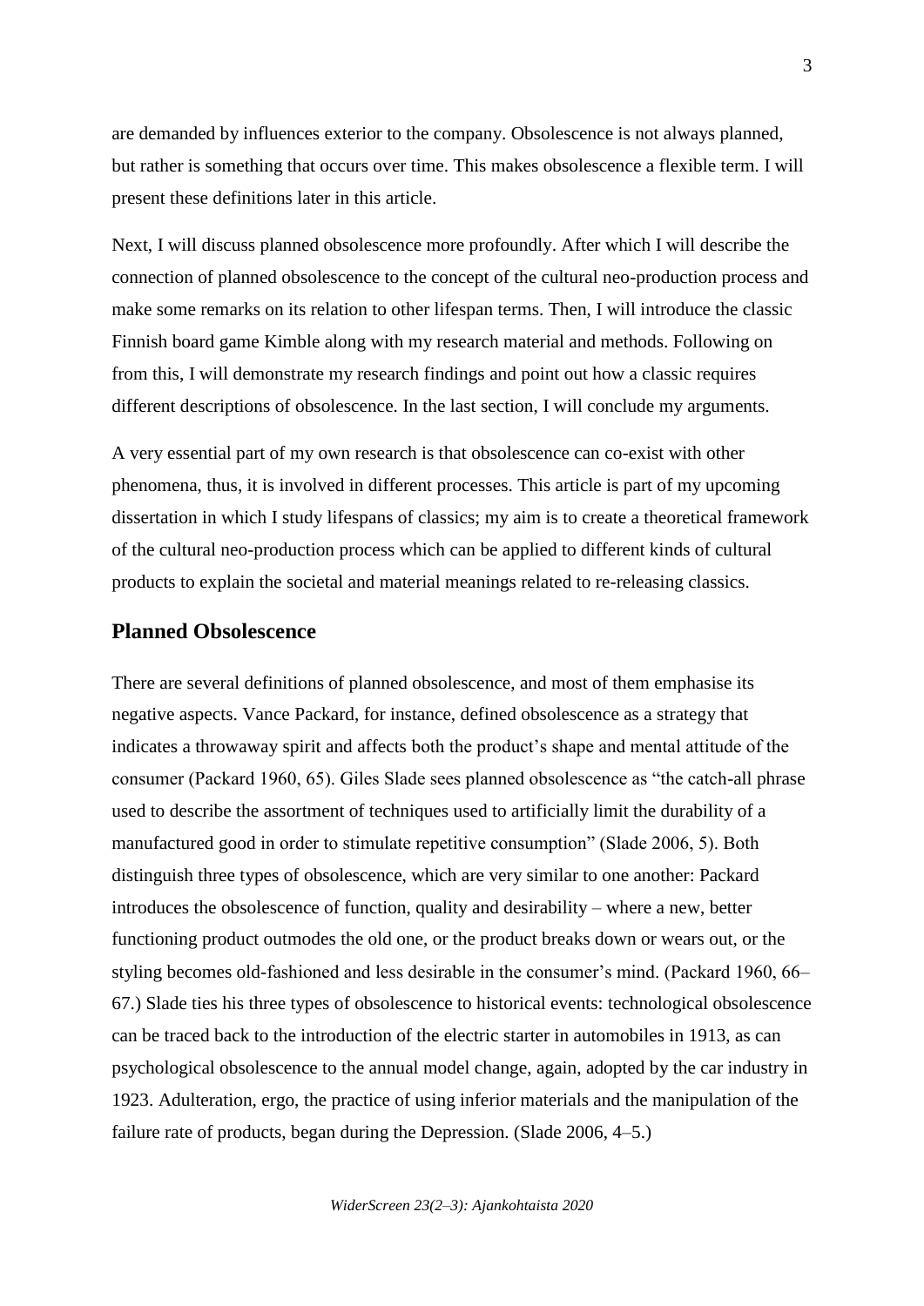are demanded by influences exterior to the company. Obsolescence is not always planned, but rather is something that occurs over time. This makes obsolescence a flexible term. I will present these definitions later in this article.

Next, I will discuss planned obsolescence more profoundly. After which I will describe the connection of planned obsolescence to the concept of the cultural neo-production process and make some remarks on its relation to other lifespan terms. Then, I will introduce the classic Finnish board game Kimble along with my research material and methods. Following on from this, I will demonstrate my research findings and point out how a classic requires different descriptions of obsolescence. In the last section, I will conclude my arguments.

A very essential part of my own research is that obsolescence can co-exist with other phenomena, thus, it is involved in different processes. This article is part of my upcoming dissertation in which I study lifespans of classics; my aim is to create a theoretical framework of the cultural neo-production process which can be applied to different kinds of cultural products to explain the societal and material meanings related to re-releasing classics.

## Planned Obsolescence

There are several definitions of planned obsolescence, and most of them emphasise its negative aspects. Vance Packard, for instance, defined obsolescence as a strategy that indicates a throwaway spirit and affects both the product's shape and mental attitude of the consumer (Packard 1960, 65). Giles Slade sees planned obsolescence as "the catch-all phrase used to describe the assortment of techniques used to artificially limit the durability of a manufactured good in order to stimulate repetitive consumption" (Slade 2006, 5). Both distinguish three types of obsolescence, which are very similar to one another: Packard introduces the obsolescence of function, quality and desirability – where a new, better functioning product outmodes the old one, or the product breaks down or wears out, or the styling becomes old-fashioned and less desirable in the consumer's mind. (Packard 1960, 66–67.) Slade ties his three types of obsolescence to historical events: technological obsolescence can be traced back to the introduction of the electric starter in automobiles in 1913, as can psychological obsolescence to the annual model change, again, adopted by the car industry in 1923. Adulteration, ergo, the practice of using inferior materials and the manipulation of the failure rate of products, began during the Depression. (Slade 2006, 4–5.)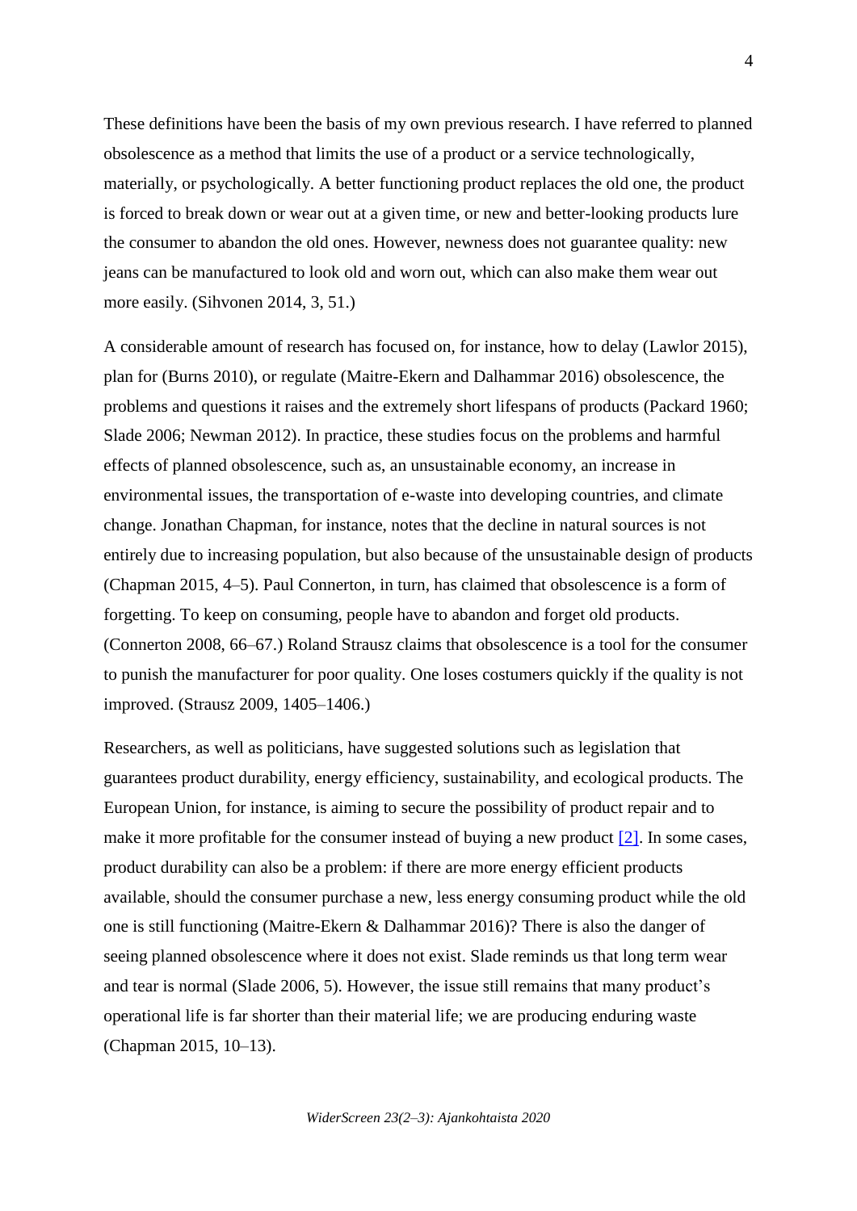These definitions have been the basis of my own previous research. I have referred to planned obsolescence as a method that limits the use of a product or a service technologically, materially, or psychologically. A better functioning product replaces the old one, the product is forced to break down or wear out at a given time, or new and better-looking products lure the consumer to abandon the old ones. However, newness does not guarantee quality: new jeans can be manufactured to look old and worn out, which can also make them wear out more easily. (Sihvonen 2014, 3, 51.)

A considerable amount of research has focused on, for instance, how to delay (Lawlor 2015), plan for (Burns 2010), or regulate (Maitre-Ekern and Dalhammar 2016) obsolescence, the problems and questions it raises and the extremely short lifespans of products (Packard 1960; Slade 2006; Newman 2012). In practice, these studies focus on the problems and harmful effects of planned obsolescence, such as, an unsustainable economy, an increase in environmental issues, the transportation of e-waste into developing countries, and climate change. Jonathan Chapman, for instance, notes that the decline in natural sources is not entirely due to increasing population, but also because of the unsustainable design of products (Chapman 2015, 4–5). Paul Connerton, in turn, has claimed that obsolescence is a form of forgetting. To keep on consuming, people have to abandon and forget old products. (Connerton 2008, 66–67.) Roland Strausz claims that obsolescence is a tool for the consumer to punish the manufacturer for poor quality. One loses costumers quickly if the quality is not improved. (Strausz 2009, 1405–1406.)

Researchers, as well as politicians, have suggested solutions such as legislation that guarantees product durability, energy efficiency, sustainability, and ecological products. The European Union, for instance, is aiming to secure the possibility of product repair and to make it more profitable for the consumer instead of buying a new product [2]. In some cases, product durability can also be a problem: if there are more energy efficient products available, should the consumer purchase a new, less energy consuming product while the old one is still functioning (Maitre-Ekern & Dalhammar 2016)? There is also the danger of seeing planned obsolescence where it does not exist. Slade reminds us that long term wear and tear is normal (Slade 2006, 5). However, the issue still remains that many product's operational life is far shorter than their material life; we are producing enduring waste (Chapman 2015, 10–13).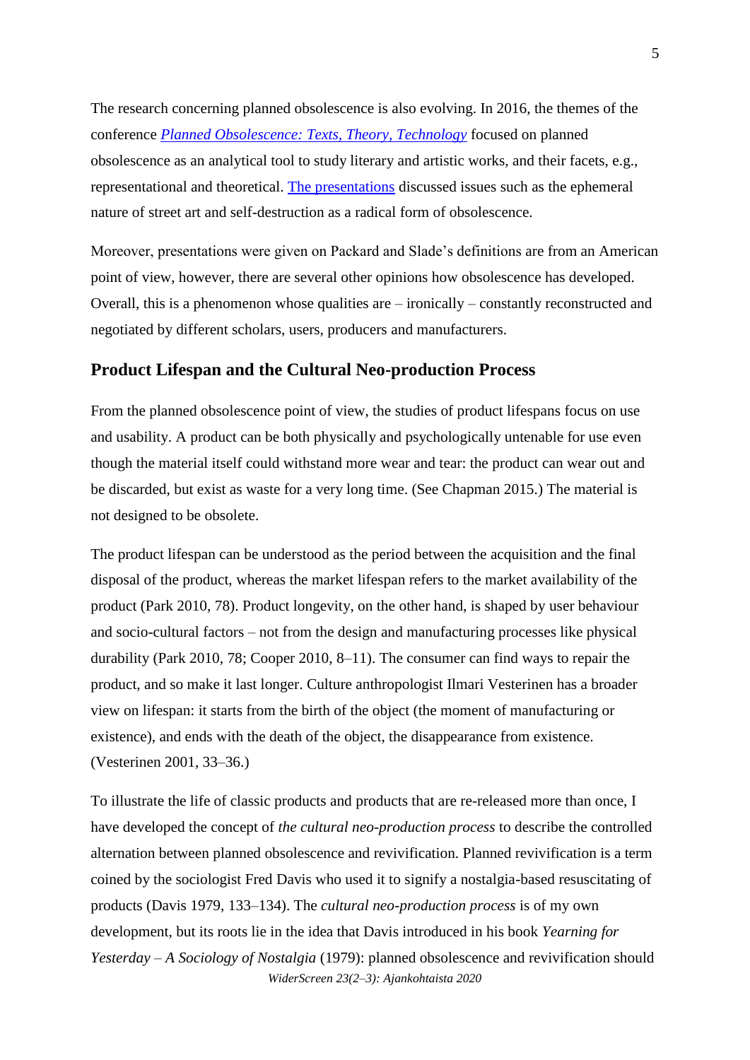The research concerning planned obsolescence is also evolving. In 2016, the themes of the conference *Planned Obsolescence: Texts, Theory, Technology* focused on planned obsolescence as an analytical tool to study literary and artistic works, and their facets, e.g., representational and theoretical. The presentations discussed issues such as the ephemeral nature of street art and self-destruction as a radical form of obsolescence.

Moreover, presentations were given on Packard and Slade's definitions are from an American point of view, however, there are several other opinions how obsolescence has developed. Overall, this is a phenomenon whose qualities are – ironically – constantly reconstructed and negotiated by different scholars, users, producers and manufacturers.

## Product Lifespan and the Cultural Neo-production Process

From the planned obsolescence point of view, the studies of product lifespans focus on use and usability. A product can be both physically and psychologically untenable for use even though the material itself could withstand more wear and tear: the product can wear out and be discarded, but exist as waste for a very long time. (See Chapman 2015.) The material is not designed to be obsolete.

The product lifespan can be understood as the period between the acquisition and the final disposal of the product, whereas the market lifespan refers to the market availability of the product (Park 2010, 78). Product longevity, on the other hand, is shaped by user behaviour and socio-cultural factors – not from the design and manufacturing processes like physical durability (Park 2010, 78; Cooper 2010, 8–11). The consumer can find ways to repair the product, and so make it last longer. Culture anthropologist Ilmari Vesterinen has a broader view on lifespan: it starts from the birth of the object (the moment of manufacturing or existence), and ends with the death of the object, the disappearance from existence. (Vesterinen 2001, 33–36.)

To illustrate the life of classic products and products that are re-released more than once, I have developed the concept of *the cultural neo-production process* to describe the controlled alternation between planned obsolescence and revivification. Planned revivification is a term coined by the sociologist Fred Davis who used it to signify a nostalgia-based resuscitating of products (Davis 1979, 133–134). The *cultural neo-production process* is of my own development, but its roots lie in the idea that Davis introduced in his book *Yearning for Yesterday – A Sociology of Nostalgia* (1979): planned obsolescence and revivification should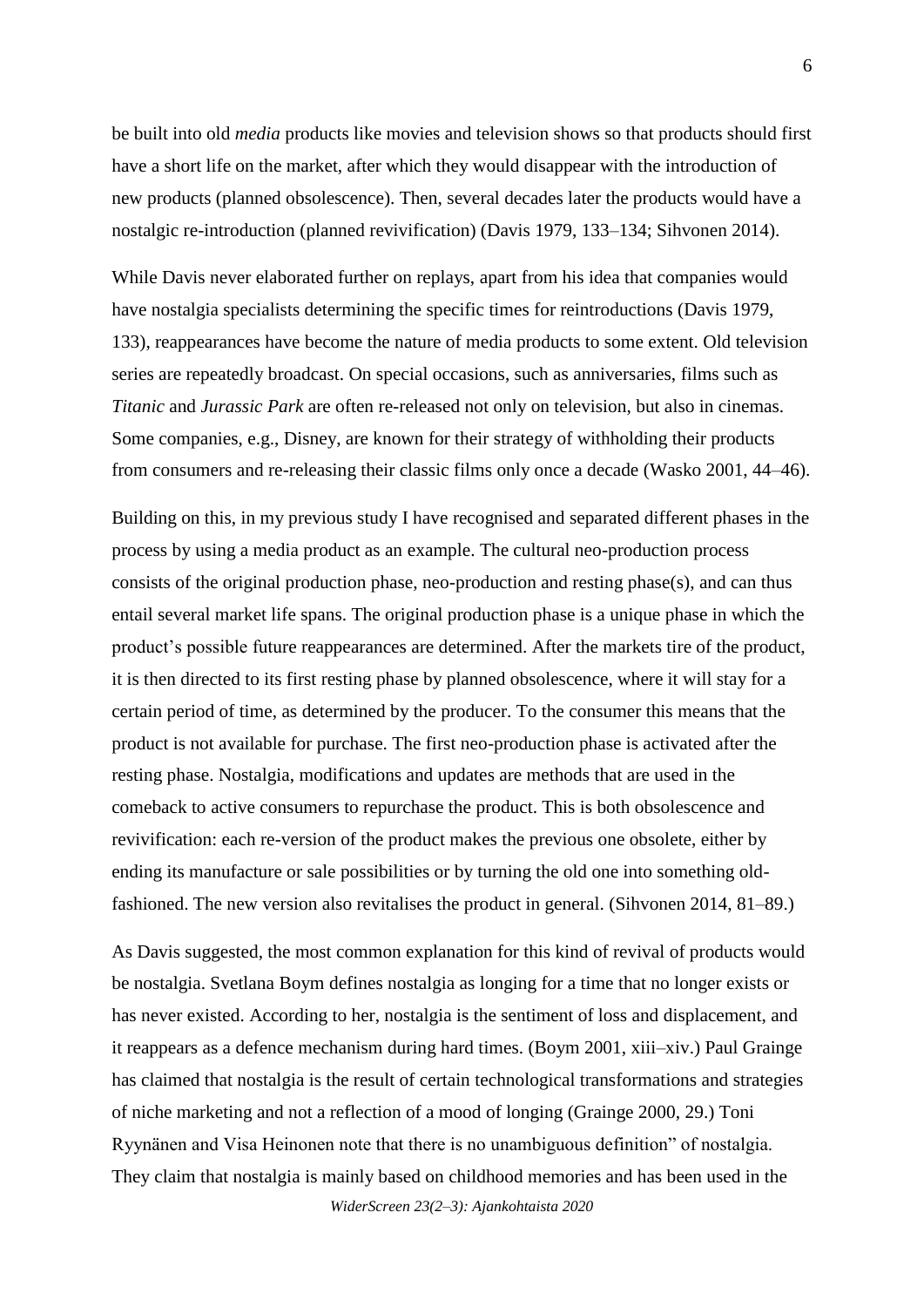be built into old *media* products like movies and television shows so that products should first have a short life on the market, after which they would disappear with the introduction of new products (planned obsolescence). Then, several decades later the products would have a nostalgic re-introduction (planned revivification) (Davis 1979, 133–134; Sihvonen 2014).

While Davis never elaborated further on replays, apart from his idea that companies would have nostalgia specialists determining the specific times for reintroductions (Davis 1979, 133), reappearances have become the nature of media products to some extent. Old television series are repeatedly broadcast. On special occasions, such as anniversaries, films such as *Titanic* and *Jurassic Park* are often re-released not only on television, but also in cinemas. Some companies, e.g., Disney, are known for their strategy of withholding their products from consumers and re-releasing their classic films only once a decade (Wasko 2001, 44–46).

Building on this, in my previous study I have recognised and separated different phases in the process by using a media product as an example. The cultural neo-production process consists of the original production phase, neo-production and resting phase(s), and can thus entail several market life spans. The original production phase is a unique phase in which the product's possible future reappearances are determined. After the markets tire of the product, it is then directed to its first resting phase by planned obsolescence, where it will stay for a certain period of time, as determined by the producer. To the consumer this means that the product is not available for purchase. The first neo-production phase is activated after the resting phase. Nostalgia, modifications and updates are methods that are used in the comeback to active consumers to repurchase the product. This is both obsolescence and revivification: each re-version of the product makes the previous one obsolete, either by ending its manufacture or sale possibilities or by turning the old one into something old-fashioned. The new version also revitalises the product in general. (Sihvonen 2014, 81–89.)

As Davis suggested, the most common explanation for this kind of revival of products would be nostalgia. Svetlana Boym defines nostalgia as longing for a time that no longer exists or has never existed. According to her, nostalgia is the sentiment of loss and displacement, and it reappears as a defence mechanism during hard times. (Boym 2001, xiii–xiv.) Paul Grainge has claimed that nostalgia is the result of certain technological transformations and strategies of niche marketing and not a reflection of a mood of longing (Grainge 2000, 29.) Toni Ryynänen and Visa Heinonen note that there is no unambiguous definition" of nostalgia. They claim that nostalgia is mainly based on childhood memories and has been used in the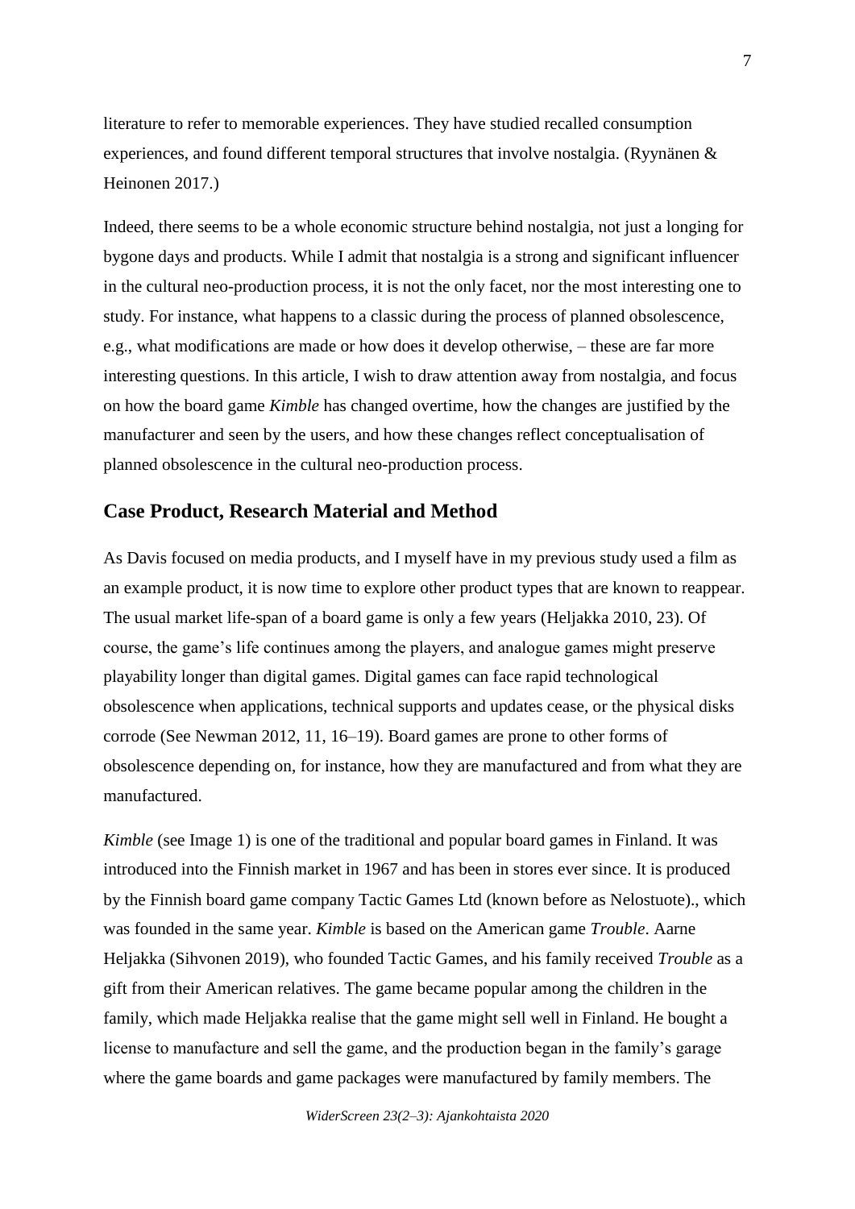literature to refer to memorable experiences. They have studied recalled consumption experiences, and found different temporal structures that involve nostalgia. (Ryynänen & Heinonen 2017.)

Indeed, there seems to be a whole economic structure behind nostalgia, not just a longing for bygone days and products. While I admit that nostalgia is a strong and significant influencer in the cultural neo-production process, it is not the only facet, nor the most interesting one to study. For instance, what happens to a classic during the process of planned obsolescence, e.g., what modifications are made or how does it develop otherwise, – these are far more interesting questions. In this article, I wish to draw attention away from nostalgia, and focus on how the board game *Kimble* has changed overtime, how the changes are justified by the manufacturer and seen by the users, and how these changes reflect conceptualisation of planned obsolescence in the cultural neo-production process.

## Case Product, Research Material and Method

As Davis focused on media products, and I myself have in my previous study used a film as an example product, it is now time to explore other product types that are known to reappear. The usual market life-span of a board game is only a few years (Heljakka 2010, 23). Of course, the game's life continues among the players, and analogue games might preserve playability longer than digital games. Digital games can face rapid technological obsolescence when applications, technical supports and updates cease, or the physical disks corrode (See Newman 2012, 11, 16–19). Board games are prone to other forms of obsolescence depending on, for instance, how they are manufactured and from what they are manufactured.

*Kimble* (see Image 1) is one of the traditional and popular board games in Finland. It was introduced into the Finnish market in 1967 and has been in stores ever since. It is produced by the Finnish board game company Tactic Games Ltd (known before as Nelostuote)., which was founded in the same year. *Kimble* is based on the American game *Trouble*. Aarne Heljakka (Sihvonen 2019), who founded Tactic Games, and his family received *Trouble* as a gift from their American relatives. The game became popular among the children in the family, which made Heljakka realise that the game might sell well in Finland. He bought a license to manufacture and sell the game, and the production began in the family's garage where the game boards and game packages were manufactured by family members. The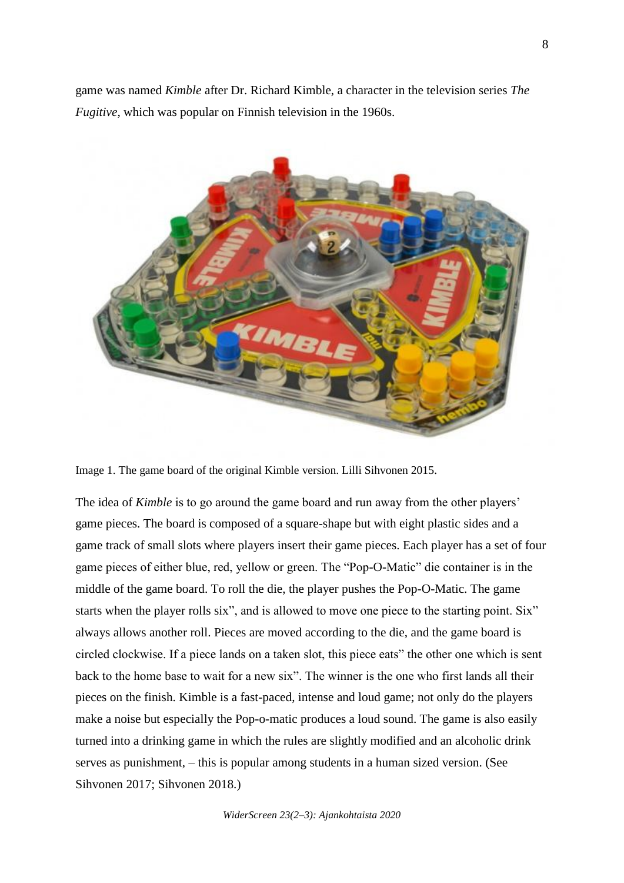game was named *Kimble* after Dr. Richard Kimble, a character in the television series *The Fugitive*, which was popular on Finnish television in the 1960s.

Image 1. The game board of the original Kimble version. Lilli Sihvonen 2015.

The idea of *Kimble* is to go around the game board and run away from the other players' game pieces. The board is composed of a square-shape but with eight plastic sides and a game track of small slots where players insert their game pieces. Each player has a set of four game pieces of either blue, red, yellow or green. The "Pop-O-Matic" die container is in the middle of the game board. To roll the die, the player pushes the Pop-O-Matic. The game starts when the player rolls six", and is allowed to move one piece to the starting point. Six" always allows another roll. Pieces are moved according to the die, and the game board is circled clockwise. If a piece lands on a taken slot, this piece eats" the other one which is sent back to the home base to wait for a new six". The winner is the one who first lands all their pieces on the finish. Kimble is a fast-paced, intense and loud game; not only do the players make a noise but especially the Pop-o-matic produces a loud sound. The game is also easily turned into a drinking game in which the rules are slightly modified and an alcoholic drink serves as punishment, – this is popular among students in a human sized version. (See Sihvonen 2017; Sihvonen 2018.)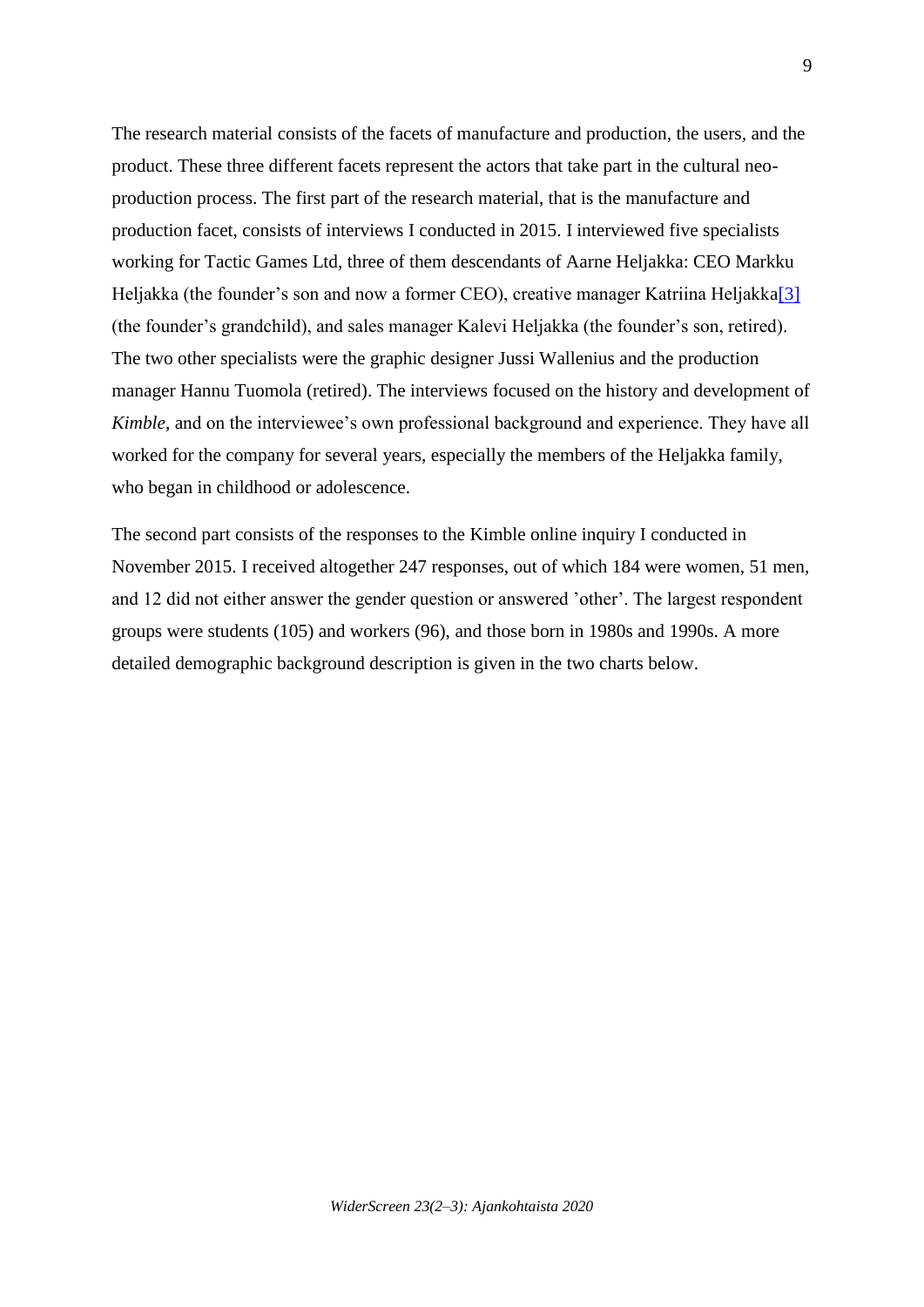The research material consists of the facets of manufacture and production, the users, and the product. These three different facets represent the actors that take part in the cultural neo-production process. The first part of the research material, that is the manufacture and production facet, consists of interviews I conducted in 2015. I interviewed five specialists working for Tactic Games Ltd, three of them descendants of Aarne Heljakka: CEO Markku Heljakka (the founder's son and now a former CEO), creative manager Katriina Heljakka[3] (the founder's grandchild), and sales manager Kalevi Heljakka (the founder's son, retired). The two other specialists were the graphic designer Jussi Wallenius and the production manager Hannu Tuomola (retired). The interviews focused on the history and development of *Kimble*, and on the interviewee's own professional background and experience. They have all worked for the company for several years, especially the members of the Heljakka family, who began in childhood or adolescence.

The second part consists of the responses to the Kimble online inquiry I conducted in November 2015. I received altogether 247 responses, out of which 184 were women, 51 men, and 12 did not either answer the gender question or answered 'other'. The largest respondent groups were students (105) and workers (96), and those born in 1980s and 1990s. A more detailed demographic background description is given in the two charts below.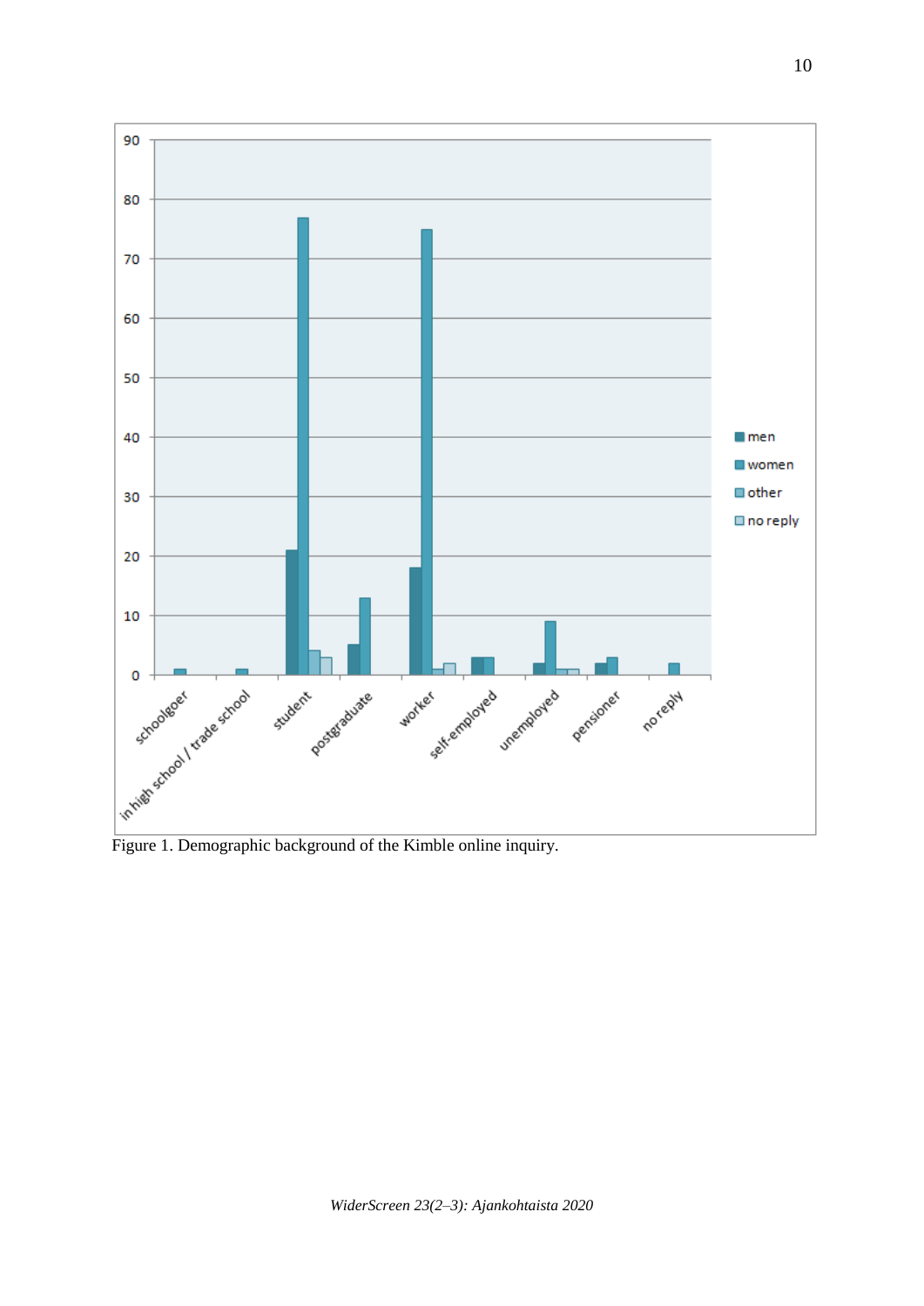Figure 1. Demographic background of the Kimble online inquiry.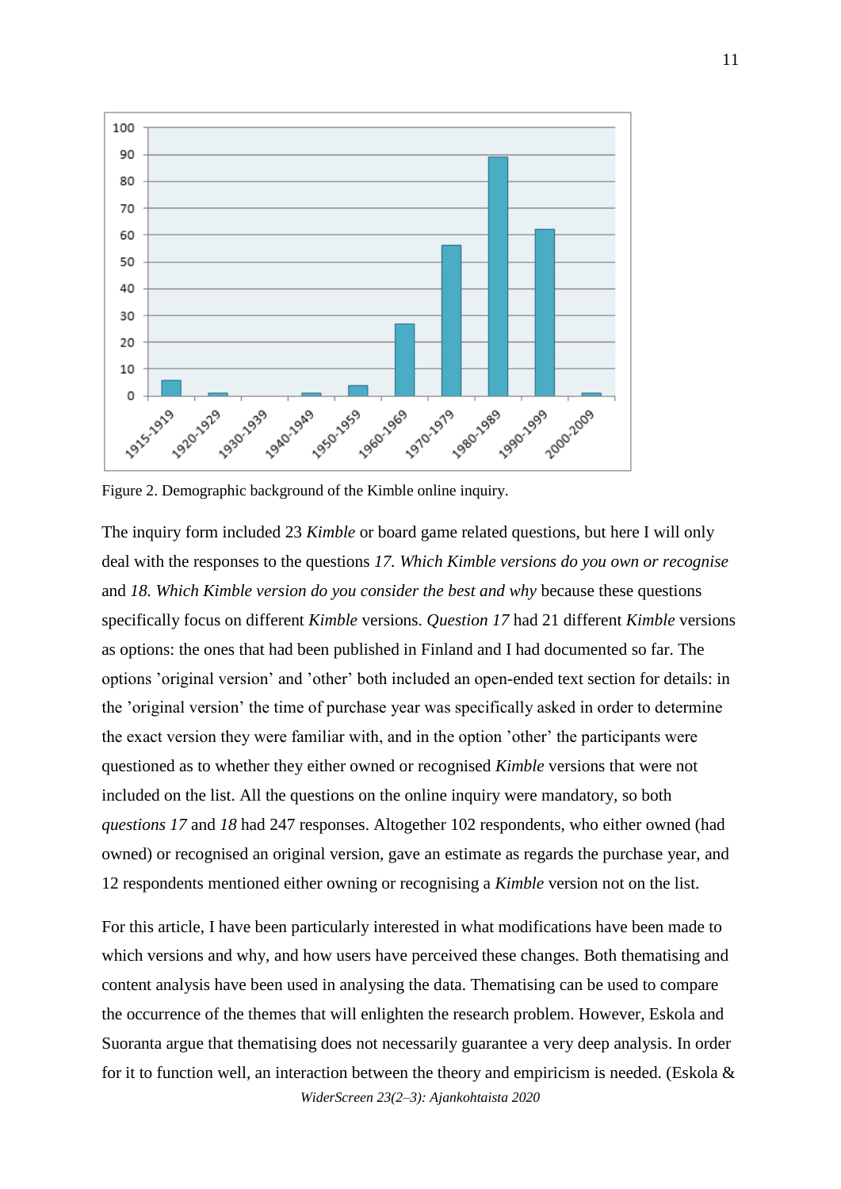Figure 2. Demographic background of the Kimble online inquiry.

The inquiry form included 23 *Kimble* or board game related questions, but here I will only deal with the responses to the questions *17. Which Kimble versions do you own or recognise* and *18. Which Kimble version do you consider the best and why* because these questions specifically focus on different *Kimble* versions. *Question 17* had 21 different *Kimble* versions as options: the ones that had been published in Finland and I had documented so far. The options 'original version' and 'other' both included an open-ended text section for details: in the 'original version' the time of purchase year was specifically asked in order to determine the exact version they were familiar with, and in the option 'other' the participants were questioned as to whether they either owned or recognised *Kimble* versions that were not included on the list. All the questions on the online inquiry were mandatory, so both *questions 17* and *18* had 247 responses. Altogether 102 respondents, who either owned (had owned) or recognised an original version, gave an estimate as regards the purchase year, and 12 respondents mentioned either owning or recognising a *Kimble* version not on the list.

For this article, I have been particularly interested in what modifications have been made to which versions and why, and how users have perceived these changes. Both thematising and content analysis have been used in analysing the data. Thematising can be used to compare the occurrence of the themes that will enlighten the research problem. However, Eskola and Suoranta argue that thematising does not necessarily guarantee a very deep analysis. In order for it to function well, an interaction between the theory and empiricism is needed. (Eskola &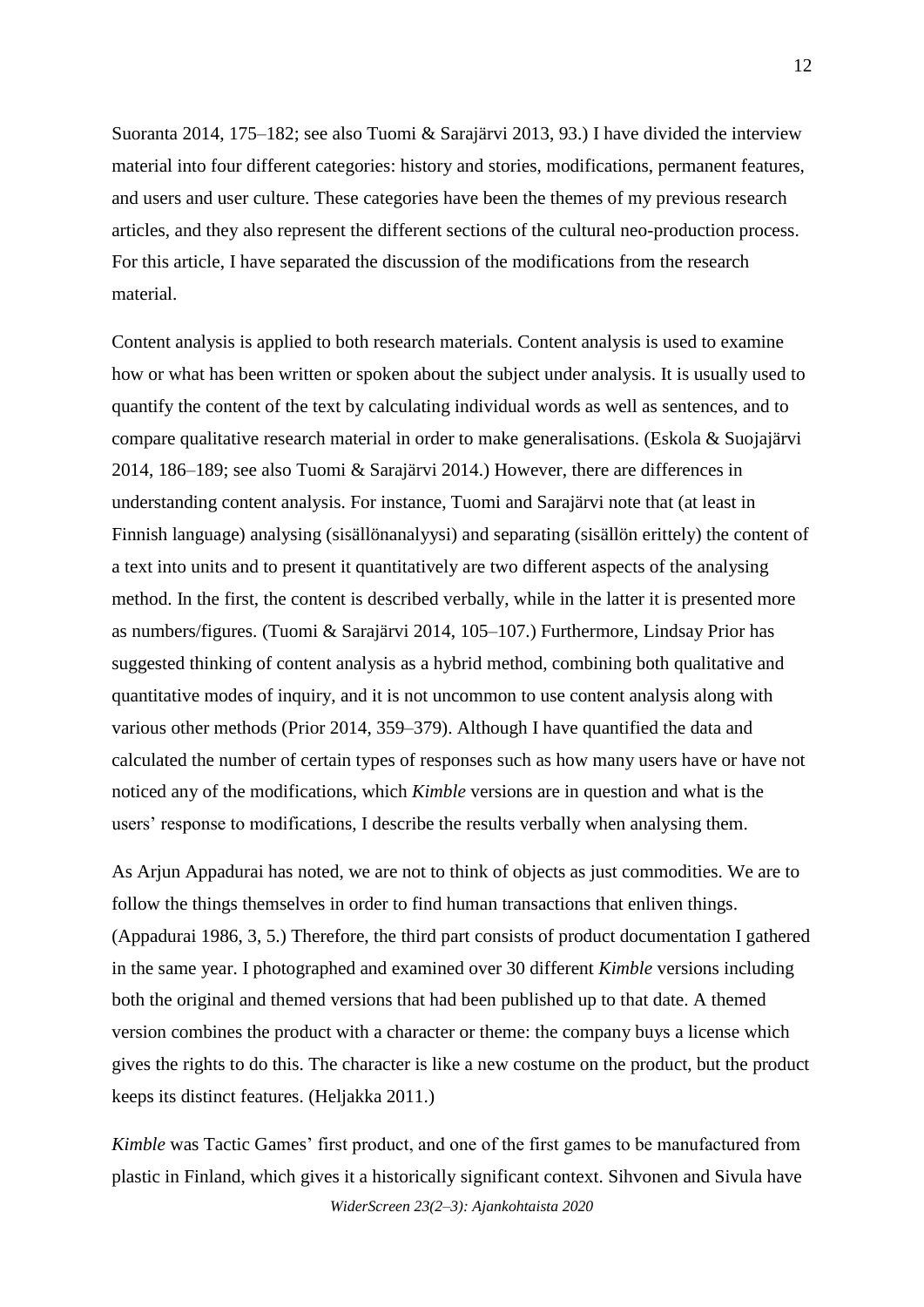Suoranta 2014, 175–182; see also Tuomi & Sarajärvi 2013, 93.) I have divided the interview material into four different categories: history and stories, modifications, permanent features, and users and user culture. These categories have been the themes of my previous research articles, and they also represent the different sections of the cultural neo-production process. For this article, I have separated the discussion of the modifications from the research material.

Content analysis is applied to both research materials. Content analysis is used to examine how or what has been written or spoken about the subject under analysis. It is usually used to quantify the content of the text by calculating individual words as well as sentences, and to compare qualitative research material in order to make generalisations. (Eskola & Suojajärvi 2014, 186–189; see also Tuomi & Sarajärvi 2014.) However, there are differences in understanding content analysis. For instance, Tuomi and Sarajärvi note that (at least in Finnish language) analysing (sisällönanalyysi) and separating (sisällön erittely) the content of a text into units and to present it quantitatively are two different aspects of the analysing method. In the first, the content is described verbally, while in the latter it is presented more as numbers/figures. (Tuomi & Sarajärvi 2014, 105–107.) Furthermore, Lindsay Prior has suggested thinking of content analysis as a hybrid method, combining both qualitative and quantitative modes of inquiry, and it is not uncommon to use content analysis along with various other methods (Prior 2014, 359–379). Although I have quantified the data and calculated the number of certain types of responses such as how many users have or have not noticed any of the modifications, which *Kimble* versions are in question and what is the users' response to modifications, I describe the results verbally when analysing them.

As Arjun Appadurai has noted, we are not to think of objects as just commodities. We are to follow the things themselves in order to find human transactions that enliven things. (Appadurai 1986, 3, 5.) Therefore, the third part consists of product documentation I gathered in the same year. I photographed and examined over 30 different *Kimble* versions including both the original and themed versions that had been published up to that date. A themed version combines the product with a character or theme: the company buys a license which gives the rights to do this. The character is like a new costume on the product, but the product keeps its distinct features. (Heljakka 2011.)

*Kimble* was Tactic Games' first product, and one of the first games to be manufactured from plastic in Finland, which gives it a historically significant context. Sihvonen and Sivula have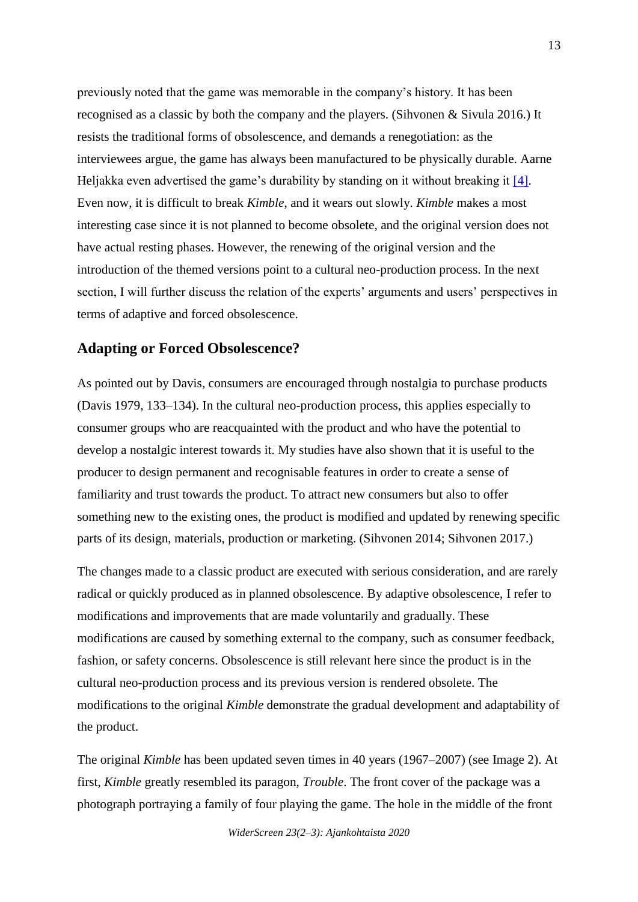previously noted that the game was memorable in the company's history. It has been recognised as a classic by both the company and the players. (Sihvonen & Sivula 2016.) It resists the traditional forms of obsolescence, and demands a renegotiation: as the interviewees argue, the game has always been manufactured to be physically durable. Aarne Heljakka even advertised the game's durability by standing on it without breaking it [4]. Even now, it is difficult to break *Kimble*, and it wears out slowly. *Kimble* makes a most interesting case since it is not planned to become obsolete, and the original version does not have actual resting phases. However, the renewing of the original version and the introduction of the themed versions point to a cultural neo-production process. In the next section, I will further discuss the relation of the experts' arguments and users' perspectives in terms of adaptive and forced obsolescence.

## Adapting or Forced Obsolescence?

As pointed out by Davis, consumers are encouraged through nostalgia to purchase products (Davis 1979, 133–134). In the cultural neo-production process, this applies especially to consumer groups who are reacquainted with the product and who have the potential to develop a nostalgic interest towards it. My studies have also shown that it is useful to the producer to design permanent and recognisable features in order to create a sense of familiarity and trust towards the product. To attract new consumers but also to offer something new to the existing ones, the product is modified and updated by renewing specific parts of its design, materials, production or marketing. (Sihvonen 2014; Sihvonen 2017.)

The changes made to a classic product are executed with serious consideration, and are rarely radical or quickly produced as in planned obsolescence. By adaptive obsolescence, I refer to modifications and improvements that are made voluntarily and gradually. These modifications are caused by something external to the company, such as consumer feedback, fashion, or safety concerns. Obsolescence is still relevant here since the product is in the cultural neo-production process and its previous version is rendered obsolete. The modifications to the original *Kimble* demonstrate the gradual development and adaptability of the product.

The original *Kimble* has been updated seven times in 40 years (1967–2007) (see Image 2). At first, *Kimble* greatly resembled its paragon, *Trouble*. The front cover of the package was a photograph portraying a family of four playing the game. The hole in the middle of the front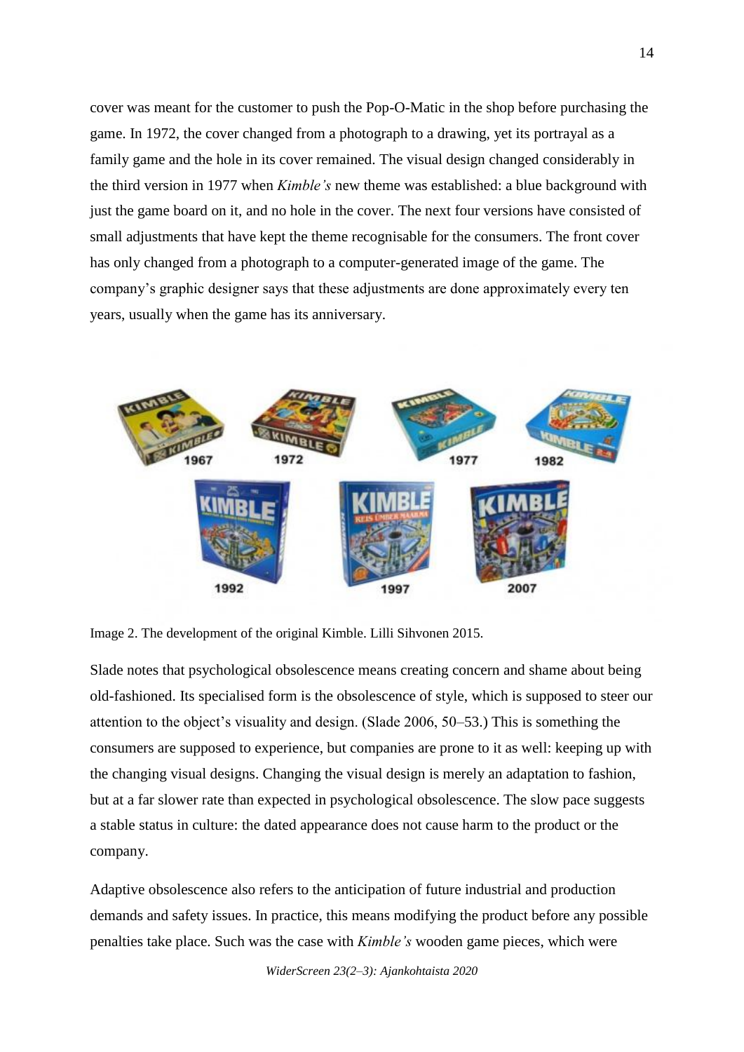cover was meant for the customer to push the Pop-O-Matic in the shop before purchasing the game. In 1972, the cover changed from a photograph to a drawing, yet its portrayal as a family game and the hole in its cover remained. The visual design changed considerably in the third version in 1977 when *Kimble's* new theme was established: a blue background with just the game board on it, and no hole in the cover. The next four versions have consisted of small adjustments that have kept the theme recognisable for the consumers. The front cover has only changed from a photograph to a computer-generated image of the game. The company's graphic designer says that these adjustments are done approximately every ten years, usually when the game has its anniversary.

Image 2. The development of the original Kimble. Lilli Sihvonen 2015.

Slade notes that psychological obsolescence means creating concern and shame about being old-fashioned. Its specialised form is the obsolescence of style, which is supposed to steer our attention to the object's visuality and design. (Slade 2006, 50–53.) This is something the consumers are supposed to experience, but companies are prone to it as well: keeping up with the changing visual designs. Changing the visual design is merely an adaptation to fashion, but at a far slower rate than expected in psychological obsolescence. The slow pace suggests a stable status in culture: the dated appearance does not cause harm to the product or the company.

Adaptive obsolescence also refers to the anticipation of future industrial and production demands and safety issues. In practice, this means modifying the product before any possible penalties take place. Such was the case with *Kimble's* wooden game pieces, which were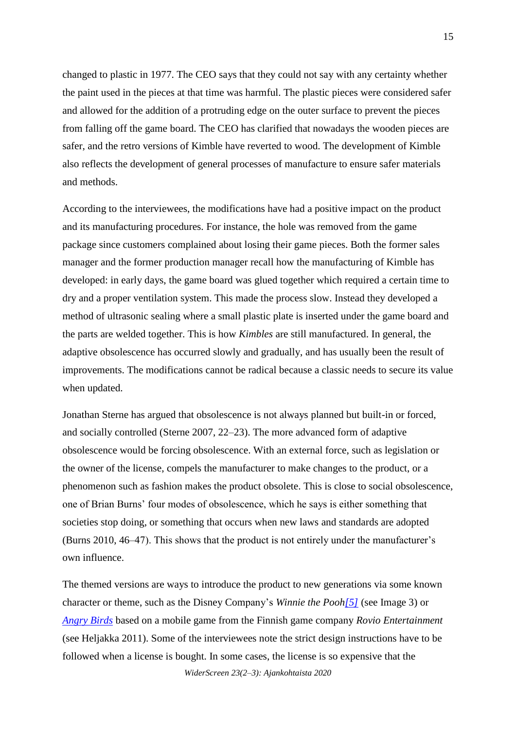changed to plastic in 1977. The CEO says that they could not say with any certainty whether the paint used in the pieces at that time was harmful. The plastic pieces were considered safer and allowed for the addition of a protruding edge on the outer surface to prevent the pieces from falling off the game board. The CEO has clarified that nowadays the wooden pieces are safer, and the retro versions of Kimble have reverted to wood. The development of Kimble also reflects the development of general processes of manufacture to ensure safer materials and methods.

According to the interviewees, the modifications have had a positive impact on the product and its manufacturing procedures. For instance, the hole was removed from the game package since customers complained about losing their game pieces. Both the former sales manager and the former production manager recall how the manufacturing of Kimble has developed: in early days, the game board was glued together which required a certain time to dry and a proper ventilation system. This made the process slow. Instead they developed a method of ultrasonic sealing where a small plastic plate is inserted under the game board and the parts are welded together. This is how *Kimbles* are still manufactured. In general, the adaptive obsolescence has occurred slowly and gradually, and has usually been the result of improvements. The modifications cannot be radical because a classic needs to secure its value when updated.

Jonathan Sterne has argued that obsolescence is not always planned but built-in or forced, and socially controlled (Sterne 2007, 22–23). The more advanced form of adaptive obsolescence would be forcing obsolescence. With an external force, such as legislation or the owner of the license, compels the manufacturer to make changes to the product, or a phenomenon such as fashion makes the product obsolete. This is close to social obsolescence, one of Brian Burns' four modes of obsolescence, which he says is either something that societies stop doing, or something that occurs when new laws and standards are adopted (Burns 2010, 46–47). This shows that the product is not entirely under the manufacturer's own influence.

The themed versions are ways to introduce the product to new generations via some known character or theme, such as the Disney Company's *Winnie the Pooh*[5] (see Image 3) or *Angry Birds* based on a mobile game from the Finnish game company *Rovio Entertainment* (see Heljakka 2011). Some of the interviewees note the strict design instructions have to be followed when a license is bought. In some cases, the license is so expensive that the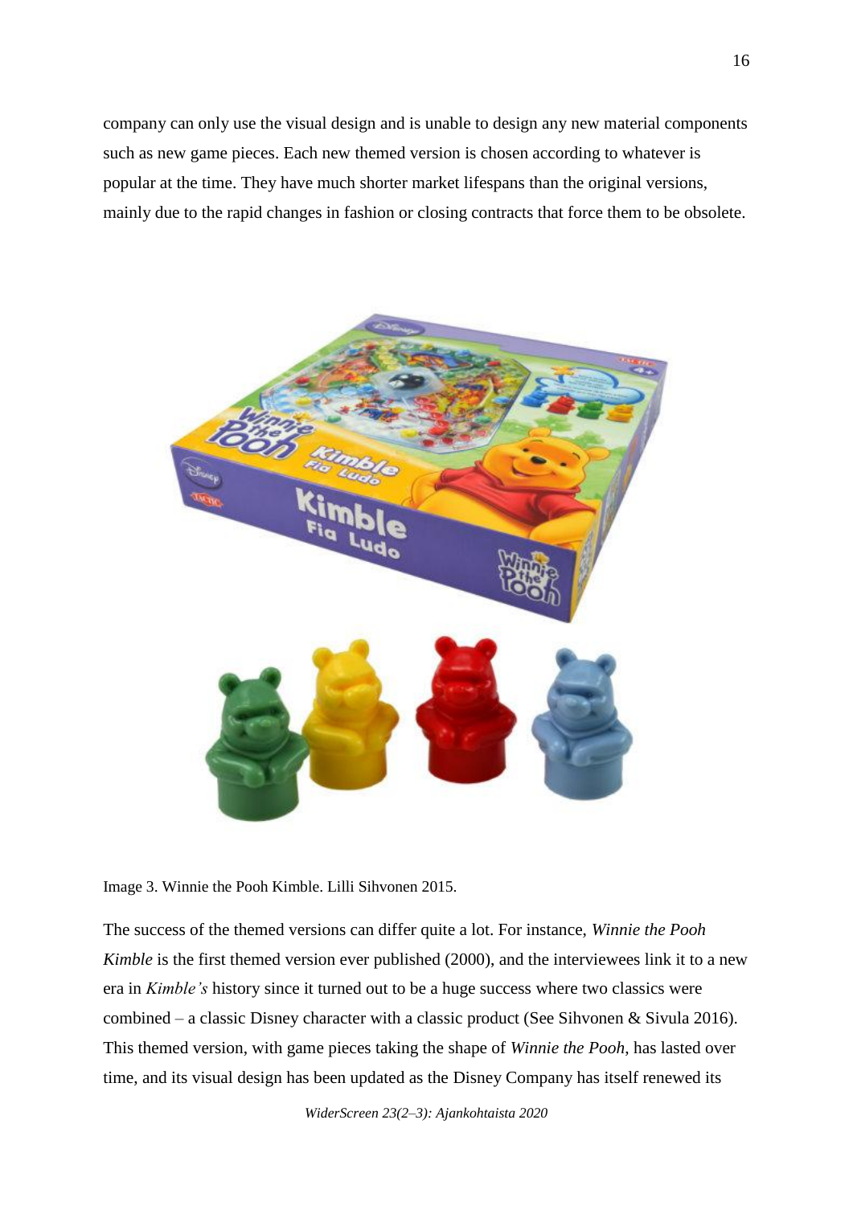company can only use the visual design and is unable to design any new material components such as new game pieces. Each new themed version is chosen according to whatever is popular at the time. They have much shorter market lifespans than the original versions, mainly due to the rapid changes in fashion or closing contracts that force them to be obsolete.

Image 3. Winnie the Pooh Kimble. Lilli Sihvonen 2015.

The success of the themed versions can differ quite a lot. For instance, *Winnie the Pooh Kimble* is the first themed version ever published (2000), and the interviewees link it to a new era in *Kimble's* history since it turned out to be a huge success where two classics were combined – a classic Disney character with a classic product (See Sihvonen & Sivula 2016). This themed version, with game pieces taking the shape of *Winnie the Pooh*, has lasted over time, and its visual design has been updated as the Disney Company has itself renewed its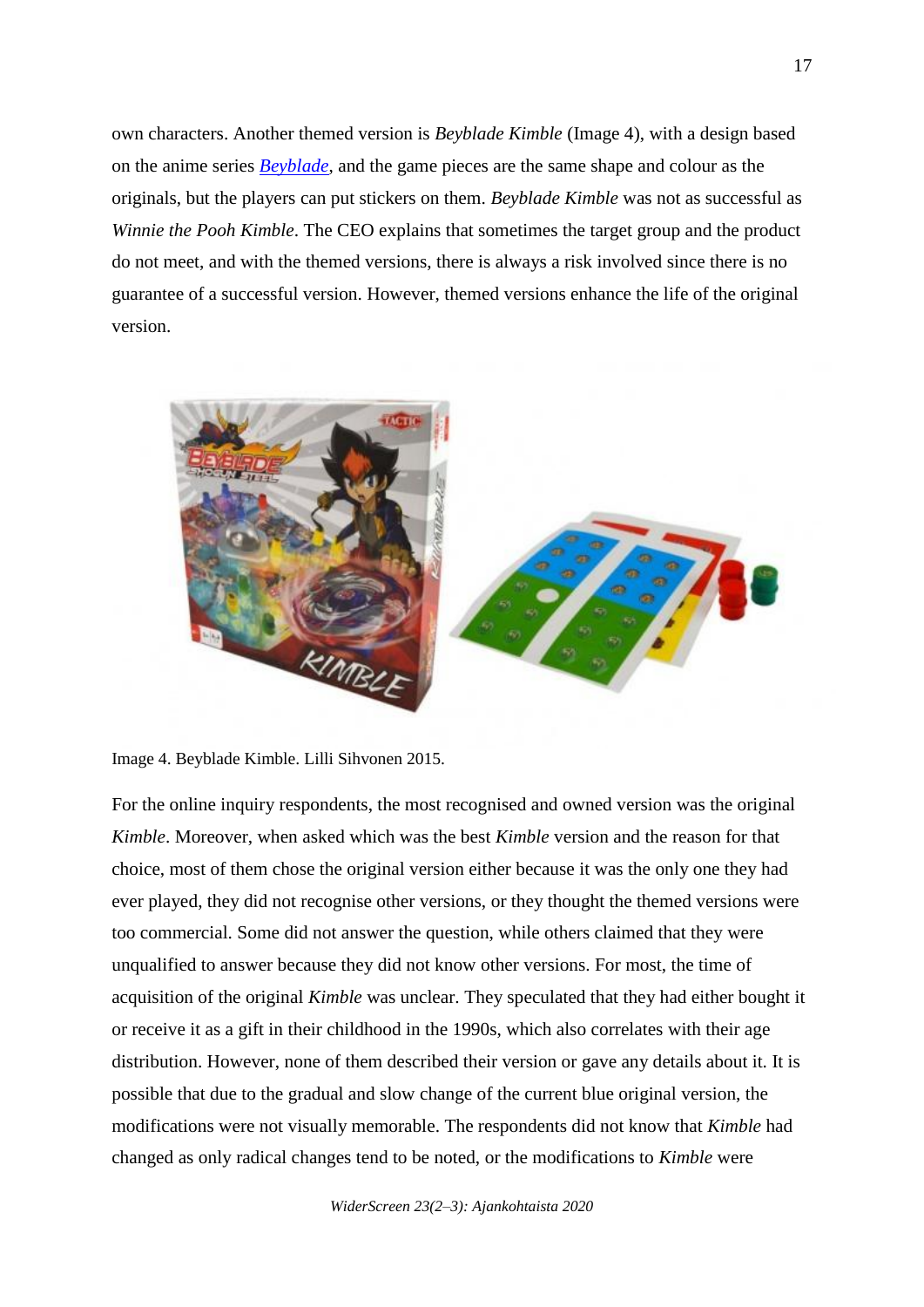own characters. Another themed version is *Beyblade Kimble* (Image 4), with a design based on the anime series *Beyblade*, and the game pieces are the same shape and colour as the originals, but the players can put stickers on them. *Beyblade Kimble* was not as successful as *Winnie the Pooh Kimble*. The CEO explains that sometimes the target group and the product do not meet, and with the themed versions, there is always a risk involved since there is no guarantee of a successful version. However, themed versions enhance the life of the original version.

Image 4. Beyblade Kimble. Lilli Sihvonen 2015.

For the online inquiry respondents, the most recognised and owned version was the original *Kimble*. Moreover, when asked which was the best *Kimble* version and the reason for that choice, most of them chose the original version either because it was the only one they had ever played, they did not recognise other versions, or they thought the themed versions were too commercial. Some did not answer the question, while others claimed that they were unqualified to answer because they did not know other versions. For most, the time of acquisition of the original *Kimble* was unclear. They speculated that they had either bought it or receive it as a gift in their childhood in the 1990s, which also correlates with their age distribution. However, none of them described their version or gave any details about it. It is possible that due to the gradual and slow change of the current blue original version, the modifications were not visually memorable. The respondents did not know that *Kimble* had changed as only radical changes tend to be noted, or the modifications to *Kimble* were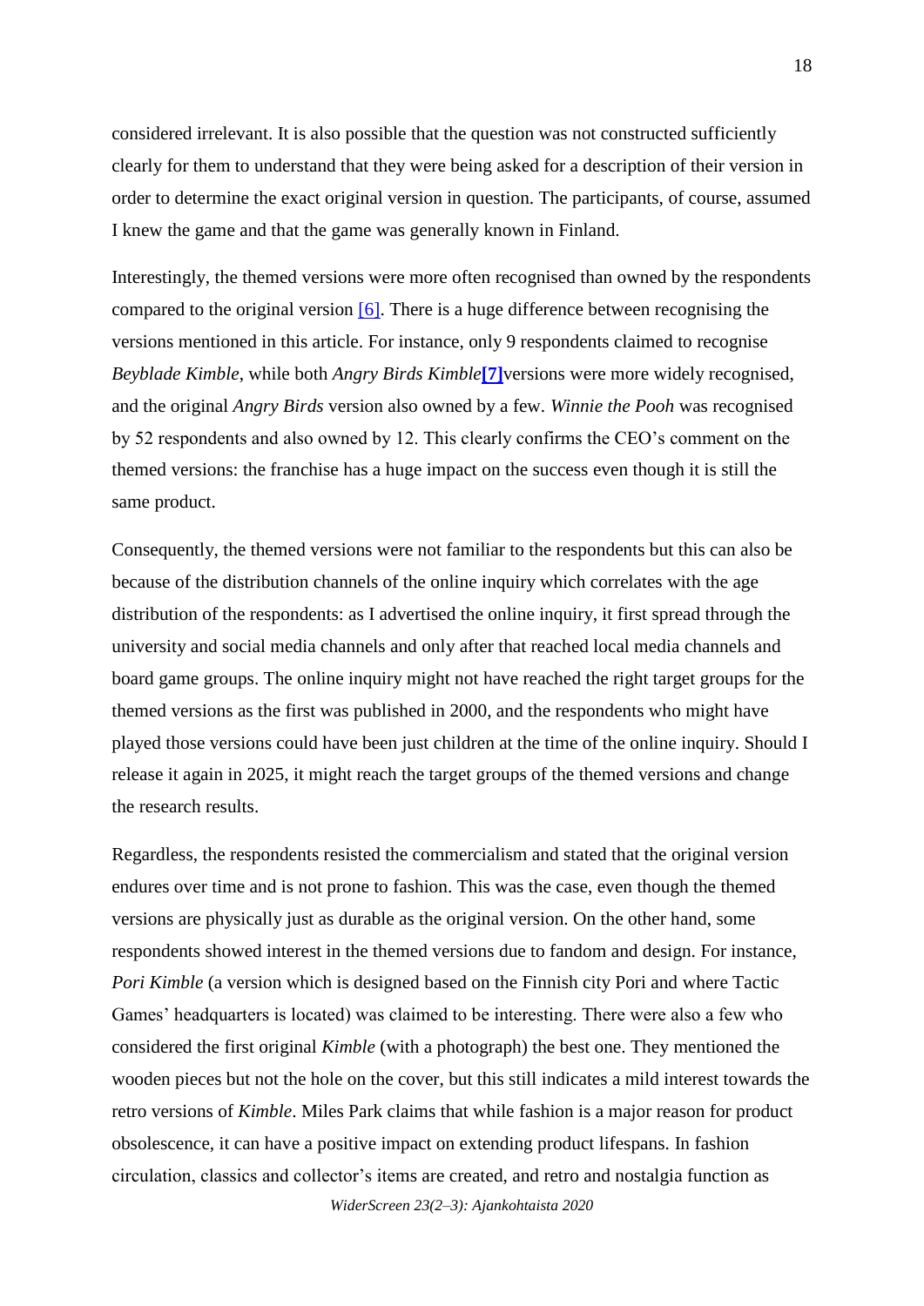considered irrelevant. It is also possible that the question was not constructed sufficiently clearly for them to understand that they were being asked for a description of their version in order to determine the exact original version in question. The participants, of course, assumed I knew the game and that the game was generally known in Finland.

Interestingly, the themed versions were more often recognised than owned by the respondents compared to the original version [6]. There is a huge difference between recognising the versions mentioned in this article. For instance, only 9 respondents claimed to recognise *Beyblade Kimble*, while both *Angry Birds Kimble*[7]versions were more widely recognised, and the original *Angry Birds* version also owned by a few. *Winnie the Pooh* was recognised by 52 respondents and also owned by 12. This clearly confirms the CEO's comment on the themed versions: the franchise has a huge impact on the success even though it is still the same product.

Consequently, the themed versions were not familiar to the respondents but this can also be because of the distribution channels of the online inquiry which correlates with the age distribution of the respondents: as I advertised the online inquiry, it first spread through the university and social media channels and only after that reached local media channels and board game groups. The online inquiry might not have reached the right target groups for the themed versions as the first was published in 2000, and the respondents who might have played those versions could have been just children at the time of the online inquiry. Should I release it again in 2025, it might reach the target groups of the themed versions and change the research results.

Regardless, the respondents resisted the commercialism and stated that the original version endures over time and is not prone to fashion. This was the case, even though the themed versions are physically just as durable as the original version. On the other hand, some respondents showed interest in the themed versions due to fandom and design. For instance, *Pori Kimble* (a version which is designed based on the Finnish city Pori and where Tactic Games' headquarters is located) was claimed to be interesting. There were also a few who considered the first original *Kimble* (with a photograph) the best one. They mentioned the wooden pieces but not the hole on the cover, but this still indicates a mild interest towards the retro versions of *Kimble*. Miles Park claims that while fashion is a major reason for product obsolescence, it can have a positive impact on extending product lifespans. In fashion circulation, classics and collector's items are created, and retro and nostalgia function as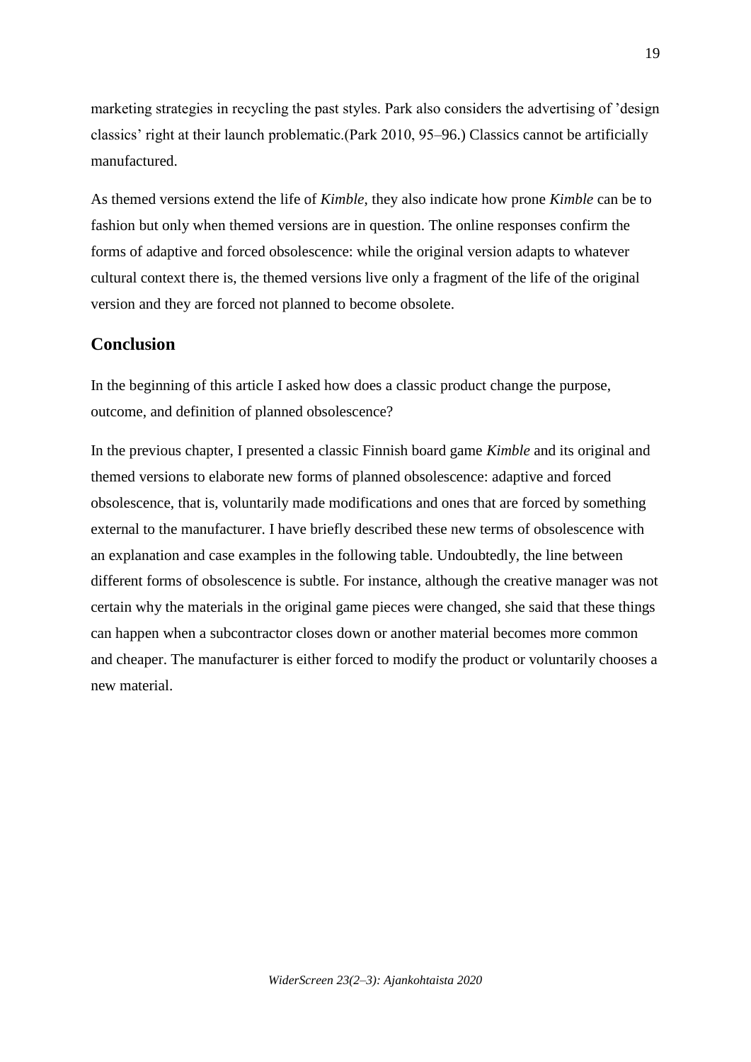marketing strategies in recycling the past styles. Park also considers the advertising of 'design classics' right at their launch problematic.(Park 2010, 95–96.) Classics cannot be artificially manufactured.

As themed versions extend the life of *Kimble*, they also indicate how prone *Kimble* can be to fashion but only when themed versions are in question. The online responses confirm the forms of adaptive and forced obsolescence: while the original version adapts to whatever cultural context there is, the themed versions live only a fragment of the life of the original version and they are forced not planned to become obsolete.

## Conclusion

In the beginning of this article I asked how does a classic product change the purpose, outcome, and definition of planned obsolescence?

In the previous chapter, I presented a classic Finnish board game *Kimble* and its original and themed versions to elaborate new forms of planned obsolescence: adaptive and forced obsolescence, that is, voluntarily made modifications and ones that are forced by something external to the manufacturer. I have briefly described these new terms of obsolescence with an explanation and case examples in the following table. Undoubtedly, the line between different forms of obsolescence is subtle. For instance, although the creative manager was not certain why the materials in the original game pieces were changed, she said that these things can happen when a subcontractor closes down or another material becomes more common and cheaper. The manufacturer is either forced to modify the product or voluntarily chooses a new material.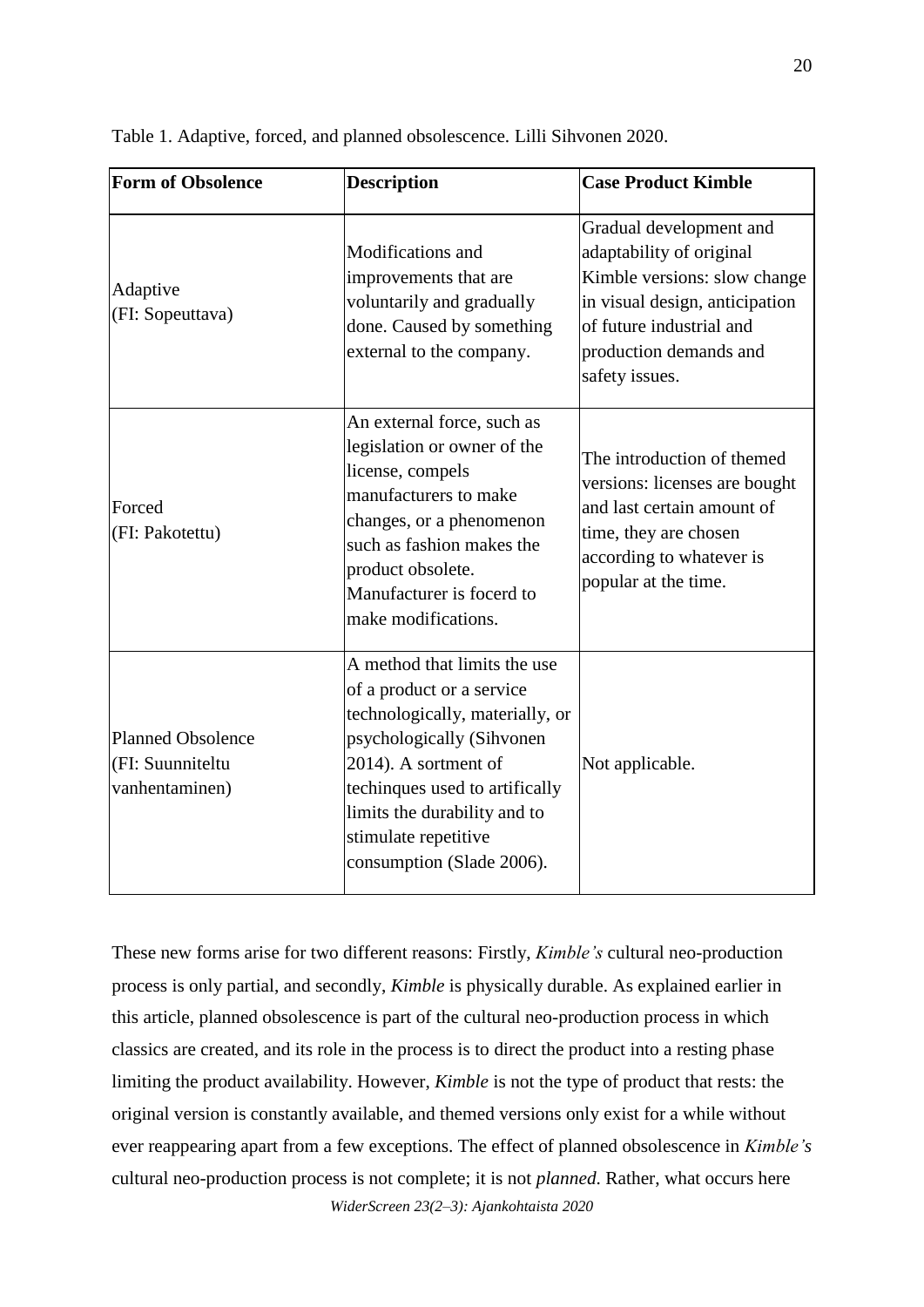Table 1. Adaptive, forced, and planned obsolescence. Lilli Sihvonen 2020.

| Form of Obsolence | Description | Case Product Kimble |
|---|---|---|
| Adaptive (FI: Sopeuttava) | Modifications and improvements that are voluntarily and gradually done. Caused by something external to the company. | Gradual development and adaptability of original Kimble versions: slow change in visual design, anticipation of future industrial and production demands and safety issues. |
| Forced (FI: Pakotettu) | An external force, such as legislation or owner of the license, compels manufacturers to make changes, or a phenomenon such as fashion makes the product obsolete. Manufacturer is focerd to make modifications. | The introduction of themed versions: licenses are bought and last certain amount of time, they are chosen according to whatever is popular at the time. |
| Planned Obsolence (FI: Suunniteltu vanhentaminen) | A method that limits the use of a product or a service technologically, materially, or psychologically (Sihvonen 2014). A sortment of techinques used to artifically limits the durability and to stimulate repetitive consumption (Slade 2006). | Not applicable. |

These new forms arise for two different reasons: Firstly, *Kimble's* cultural neo-production process is only partial, and secondly, *Kimble* is physically durable. As explained earlier in this article, planned obsolescence is part of the cultural neo-production process in which classics are created, and its role in the process is to direct the product into a resting phase limiting the product availability. However, *Kimble* is not the type of product that rests: the original version is constantly available, and themed versions only exist for a while without ever reappearing apart from a few exceptions. The effect of planned obsolescence in *Kimble's* cultural neo-production process is not complete; it is not *planned*. Rather, what occurs here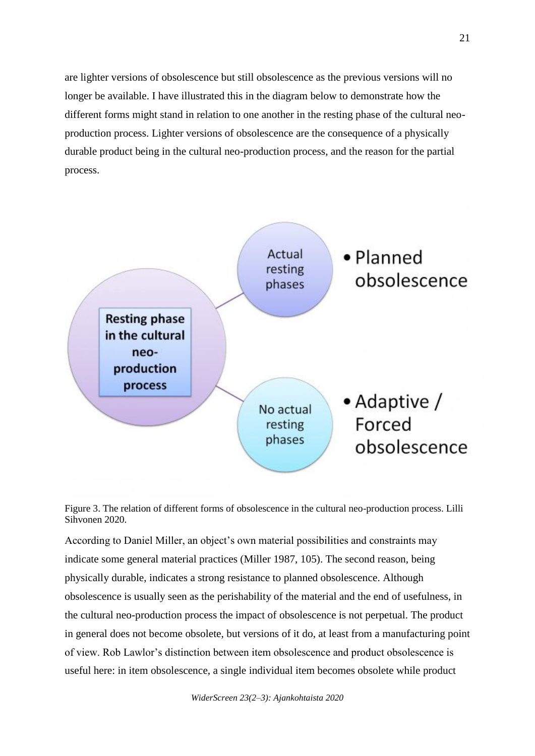are lighter versions of obsolescence but still obsolescence as the previous versions will no longer be available. I have illustrated this in the diagram below to demonstrate how the different forms might stand in relation to one another in the resting phase of the cultural neo-production process. Lighter versions of obsolescence are the consequence of a physically durable product being in the cultural neo-production process, and the reason for the partial process.

Figure 3. The relation of different forms of obsolescence in the cultural neo-production process. Lilli Sihvonen 2020.

According to Daniel Miller, an object's own material possibilities and constraints may indicate some general material practices (Miller 1987, 105). The second reason, being physically durable, indicates a strong resistance to planned obsolescence. Although obsolescence is usually seen as the perishability of the material and the end of usefulness, in the cultural neo-production process the impact of obsolescence is not perpetual. The product in general does not become obsolete, but versions of it do, at least from a manufacturing point of view. Rob Lawlor's distinction between item obsolescence and product obsolescence is useful here: in item obsolescence, a single individual item becomes obsolete while product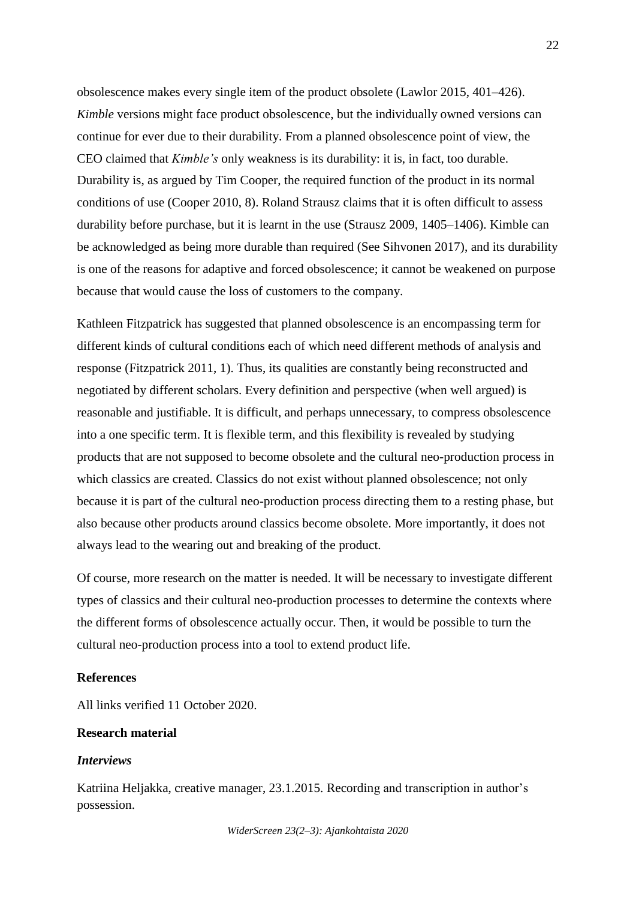obsolescence makes every single item of the product obsolete (Lawlor 2015, 401–426). *Kimble* versions might face product obsolescence, but the individually owned versions can continue for ever due to their durability. From a planned obsolescence point of view, the CEO claimed that *Kimble's* only weakness is its durability: it is, in fact, too durable. Durability is, as argued by Tim Cooper, the required function of the product in its normal conditions of use (Cooper 2010, 8). Roland Strausz claims that it is often difficult to assess durability before purchase, but it is learnt in the use (Strausz 2009, 1405–1406). Kimble can be acknowledged as being more durable than required (See Sihvonen 2017), and its durability is one of the reasons for adaptive and forced obsolescence; it cannot be weakened on purpose because that would cause the loss of customers to the company.

Kathleen Fitzpatrick has suggested that planned obsolescence is an encompassing term for different kinds of cultural conditions each of which need different methods of analysis and response (Fitzpatrick 2011, 1). Thus, its qualities are constantly being reconstructed and negotiated by different scholars. Every definition and perspective (when well argued) is reasonable and justifiable. It is difficult, and perhaps unnecessary, to compress obsolescence into a one specific term. It is flexible term, and this flexibility is revealed by studying products that are not supposed to become obsolete and the cultural neo-production process in which classics are created. Classics do not exist without planned obsolescence; not only because it is part of the cultural neo-production process directing them to a resting phase, but also because other products around classics become obsolete. More importantly, it does not always lead to the wearing out and breaking of the product.

Of course, more research on the matter is needed. It will be necessary to investigate different types of classics and their cultural neo-production processes to determine the contexts where the different forms of obsolescence actually occur. Then, it would be possible to turn the cultural neo-production process into a tool to extend product life.

**References**

All links verified 11 October 2020.

**Research material**

***Interviews***

Katriina Heljakka, creative manager, 23.1.2015. Recording and transcription in author's possession.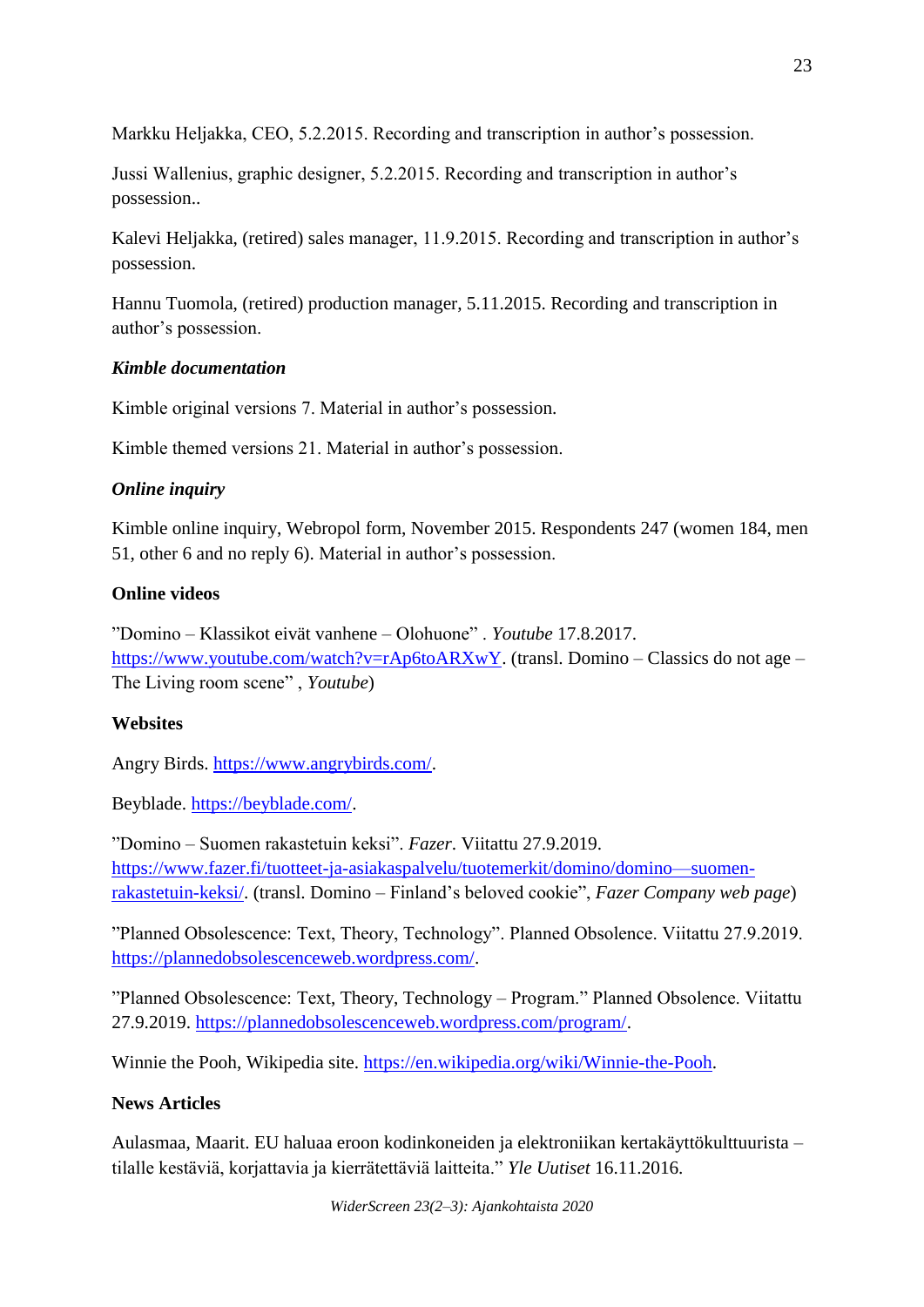Markku Heljakka, CEO, 5.2.2015. Recording and transcription in author's possession.

Jussi Wallenius, graphic designer, 5.2.2015. Recording and transcription in author's possession..

Kalevi Heljakka, (retired) sales manager, 11.9.2015. Recording and transcription in author's possession.

Hannu Tuomola, (retired) production manager, 5.11.2015. Recording and transcription in author's possession.

***Kimble documentation***

Kimble original versions 7. Material in author's possession.

Kimble themed versions 21. Material in author's possession.

***Online inquiry***

Kimble online inquiry, Webropol form, November 2015. Respondents 247 (women 184, men 51, other 6 and no reply 6). Material in author's possession.

**Online videos**

"Domino – Klassikot eivät vanhene – Olohuone" . *Youtube* 17.8.2017. https://www.youtube.com/watch?v=rAp6toARXwY. (transl. Domino – Classics do not age – The Living room scene" , *Youtube*)

**Websites**

Angry Birds. https://www.angrybirds.com/.

Beyblade. https://beyblade.com/.

"Domino – Suomen rakastetuin keksi". *Fazer*. Viitattu 27.9.2019. https://www.fazer.fi/tuotteet-ja-asiakaspalvelu/tuotemerkit/domino/domino—suomen-rakastetuin-keksi/. (transl. Domino – Finland's beloved cookie", *Fazer Company web page*)

"Planned Obsolescence: Text, Theory, Technology". Planned Obsolence. Viitattu 27.9.2019. https://plannedobsolescenceweb.wordpress.com/.

"Planned Obsolescence: Text, Theory, Technology – Program." Planned Obsolence. Viitattu 27.9.2019. https://plannedobsolescenceweb.wordpress.com/program/.

Winnie the Pooh, Wikipedia site. https://en.wikipedia.org/wiki/Winnie-the-Pooh.

**News Articles**

Aulasmaa, Maarit. EU haluaa eroon kodinkoneiden ja elektroniikan kertakäyttökulttuurista – tilalle kestäviä, korjattavia ja kierrätettäviä laitteita." *Yle Uutiset* 16.11.2016.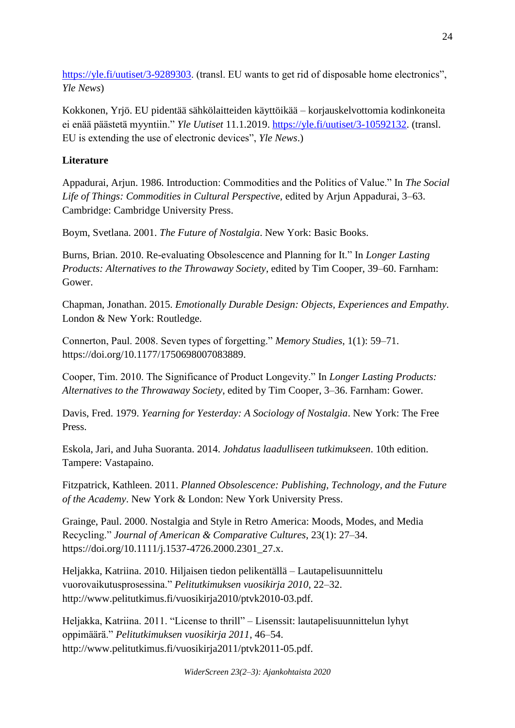https://yle.fi/uutiset/3-9289303. (transl. EU wants to get rid of disposable home electronics", *Yle News*)

Kokkonen, Yrjö. EU pidentää sähkölaitteiden käyttöikää – korjauskelvottomia kodinkoneita ei enää päästetä myyntiin." *Yle Uutiset* 11.1.2019. https://yle.fi/uutiset/3-10592132. (transl. EU is extending the use of electronic devices", *Yle News*.)

**Literature**

Appadurai, Arjun. 1986. Introduction: Commodities and the Politics of Value." In *The Social Life of Things: Commodities in Cultural Perspective,* edited by Arjun Appadurai, 3–63. Cambridge: Cambridge University Press.

Boym, Svetlana. 2001. *The Future of Nostalgia*. New York: Basic Books.

Burns, Brian. 2010. Re-evaluating Obsolescence and Planning for It." In *Longer Lasting Products: Alternatives to the Throwaway Society*, edited by Tim Cooper, 39–60. Farnham: Gower.

Chapman, Jonathan. 2015. *Emotionally Durable Design: Objects, Experiences and Empathy*. London & New York: Routledge.

Connerton, Paul. 2008. Seven types of forgetting." *Memory Studies*, 1(1): 59–71. https://doi.org/10.1177/1750698007083889.

Cooper, Tim. 2010. The Significance of Product Longevity." In *Longer Lasting Products: Alternatives to the Throwaway Society*, edited by Tim Cooper, 3–36. Farnham: Gower.

Davis, Fred. 1979. *Yearning for Yesterday: A Sociology of Nostalgia*. New York: The Free Press.

Eskola, Jari, and Juha Suoranta. 2014. *Johdatus laadulliseen tutkimukseen*. 10th edition. Tampere: Vastapaino.

Fitzpatrick, Kathleen. 2011. *Planned Obsolescence: Publishing, Technology, and the Future of the Academy*. New York & London: New York University Press.

Grainge, Paul. 2000. Nostalgia and Style in Retro America: Moods, Modes, and Media Recycling." *Journal of American & Comparative Cultures*, 23(1): 27–34. https://doi.org/10.1111/j.1537-4726.2000.2301_27.x.

Heljakka, Katriina. 2010. Hiljaisen tiedon pelikentällä – Lautapelisuunnittelu vuorovaikutusprosessina." *Pelitutkimuksen vuosikirja 2010*, 22–32. http://www.pelitutkimus.fi/vuosikirja2010/ptvk2010-03.pdf.

Heljakka, Katriina. 2011. "License to thrill" – Lisenssit: lautapelisuunnittelun lyhyt oppimäärä." *Pelitutkimuksen vuosikirja 2011*, 46–54. http://www.pelitutkimus.fi/vuosikirja2011/ptvk2011-05.pdf.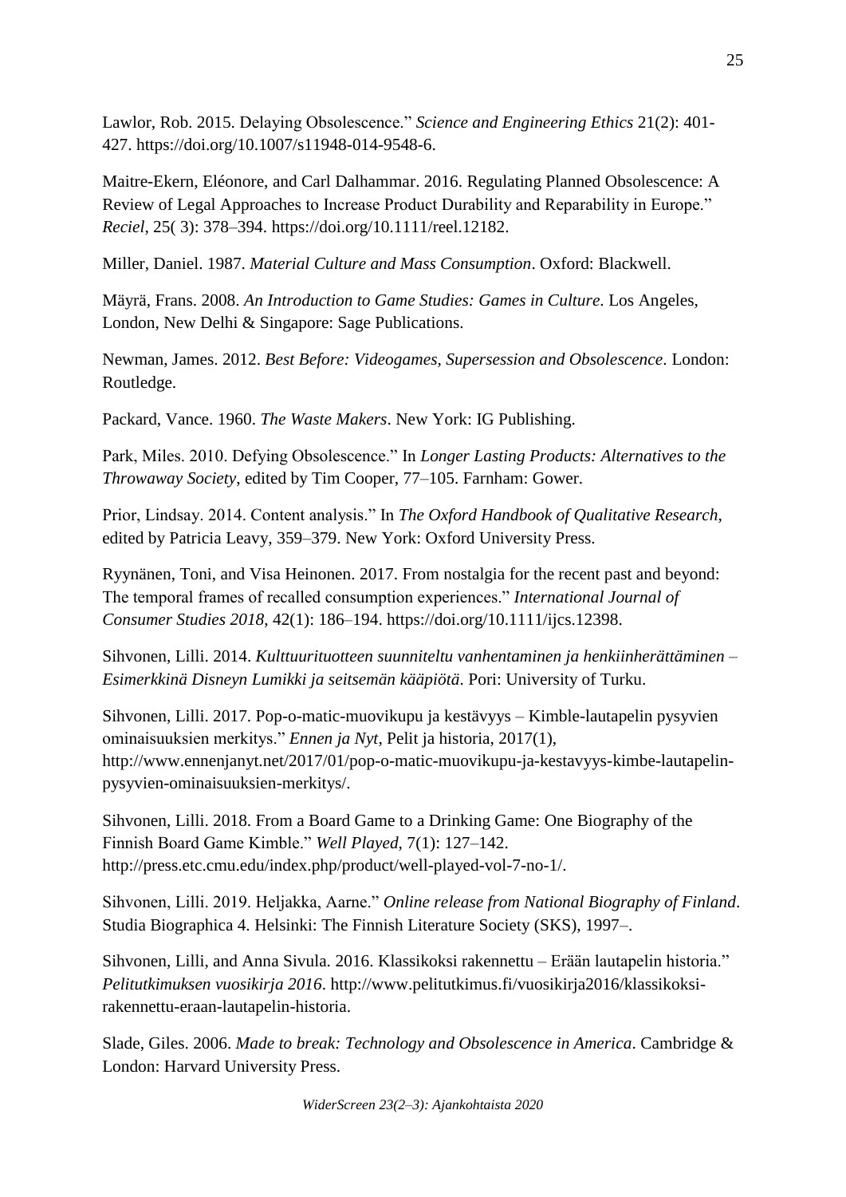Lawlor, Rob. 2015. Delaying Obsolescence." *Science and Engineering Ethics* 21(2): 401-427. https://doi.org/10.1007/s11948-014-9548-6.

Maitre-Ekern, Eléonore, and Carl Dalhammar. 2016. Regulating Planned Obsolescence: A Review of Legal Approaches to Increase Product Durability and Reparability in Europe." *Reciel*, 25( 3): 378–394. https://doi.org/10.1111/reel.12182.

Miller, Daniel. 1987. *Material Culture and Mass Consumption*. Oxford: Blackwell.

Mäyrä, Frans. 2008. *An Introduction to Game Studies: Games in Culture*. Los Angeles, London, New Delhi & Singapore: Sage Publications.

Newman, James. 2012. *Best Before: Videogames, Supersession and Obsolescence*. London: Routledge.

Packard, Vance. 1960. *The Waste Makers*. New York: IG Publishing.

Park, Miles. 2010. Defying Obsolescence." In *Longer Lasting Products: Alternatives to the Throwaway Society*, edited by Tim Cooper, 77–105. Farnham: Gower.

Prior, Lindsay. 2014. Content analysis." In *The Oxford Handbook of Qualitative Research*, edited by Patricia Leavy, 359–379. New York: Oxford University Press.

Ryynänen, Toni, and Visa Heinonen. 2017. From nostalgia for the recent past and beyond: The temporal frames of recalled consumption experiences." *International Journal of Consumer Studies 2018*, 42(1): 186–194. https://doi.org/10.1111/ijcs.12398.

Sihvonen, Lilli. 2014. *Kulttuurituotteen suunniteltu vanhentaminen ja henkiinherättäminen – Esimerkkinä Disneyn Lumikki ja seitsemän kääpiötä*. Pori: University of Turku.

Sihvonen, Lilli. 2017. Pop-o-matic-muovikupu ja kestävyys – Kimble-lautapelin pysyvien ominaisuuksien merkitys." *Ennen ja Nyt*, Pelit ja historia, 2017(1), http://www.ennenjanyt.net/2017/01/pop-o-matic-muovikupu-ja-kestavyys-kimbe-lautapelin-pysyvien-ominaisuuksien-merkitys/.

Sihvonen, Lilli. 2018. From a Board Game to a Drinking Game: One Biography of the Finnish Board Game Kimble." *Well Played*, 7(1): 127–142. http://press.etc.cmu.edu/index.php/product/well-played-vol-7-no-1/.

Sihvonen, Lilli. 2019. Heljakka, Aarne." *Online release from National Biography of Finland*. Studia Biographica 4. Helsinki: The Finnish Literature Society (SKS), 1997–.

Sihvonen, Lilli, and Anna Sivula. 2016. Klassikoksi rakennettu – Erään lautapelin historia." *Pelitutkimuksen vuosikirja 2016*. http://www.pelitutkimus.fi/vuosikirja2016/klassikoksi-rakennettu-eraan-lautapelin-historia.

Slade, Giles. 2006. *Made to break: Technology and Obsolescence in America*. Cambridge & London: Harvard University Press.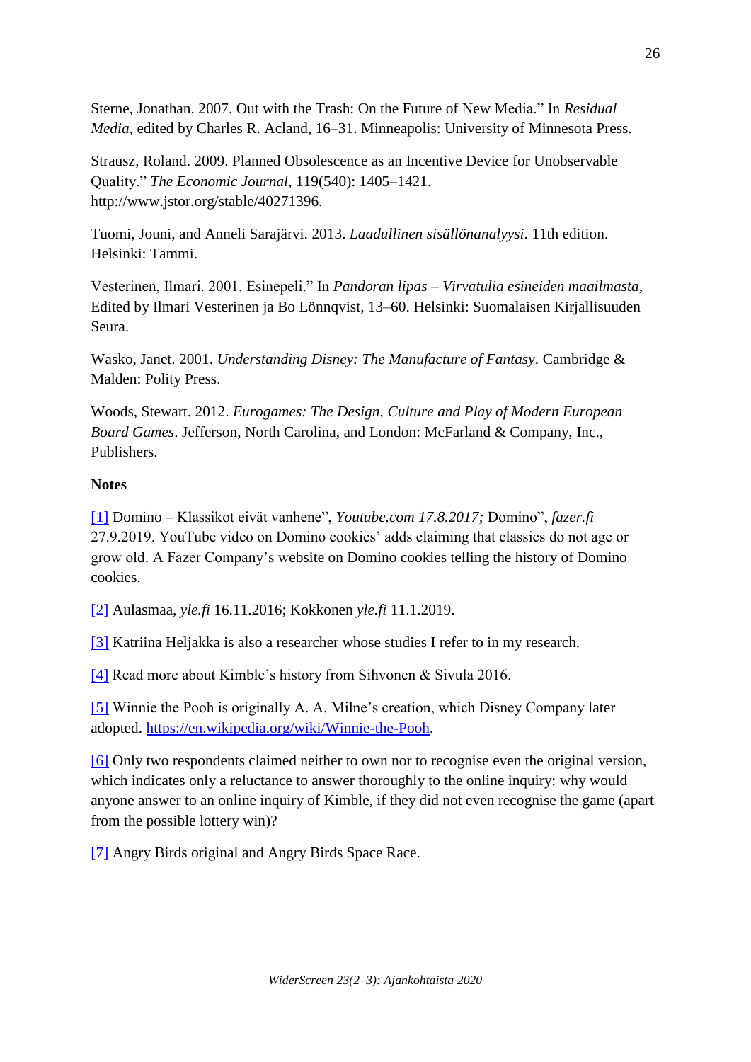Sterne, Jonathan. 2007. Out with the Trash: On the Future of New Media.” In *Residual Media*, edited by Charles R. Acland, 16–31. Minneapolis: University of Minnesota Press.

Strausz, Roland. 2009. Planned Obsolescence as an Incentive Device for Unobservable Quality.” *The Economic Journal*, 119(540): 1405–1421. http://www.jstor.org/stable/40271396.

Tuomi, Jouni, and Anneli Sarajärvi. 2013. *Laadullinen sisällönanalyysi*. 11th edition. Helsinki: Tammi.

Vesterinen, Ilmari. 2001. Esinepeli.” In *Pandoran lipas – Virvatulia esineiden maailmasta*, Edited by Ilmari Vesterinen ja Bo Lönnqvist, 13–60. Helsinki: Suomalaisen Kirjallisuuden Seura.

Wasko, Janet. 2001. *Understanding Disney: The Manufacture of Fantasy*. Cambridge & Malden: Polity Press.

Woods, Stewart. 2012. *Eurogames: The Design, Culture and Play of Modern European Board Games*. Jefferson, North Carolina, and London: McFarland & Company, Inc., Publishers.

**Notes**

[1] Domino – Klassikot eivät vanhene”, *Youtube.com 17.8.2017;* Domino”, *fazer.fi* 27.9.2019. YouTube video on Domino cookies' adds claiming that classics do not age or grow old. A Fazer Company's website on Domino cookies telling the history of Domino cookies.

[2] Aulasmaa, *yle.fi* 16.11.2016; Kokkonen *yle.fi* 11.1.2019.

[3] Katriina Heljakka is also a researcher whose studies I refer to in my research.

[4] Read more about Kimble's history from Sihvonen & Sivula 2016.

[5] Winnie the Pooh is originally A. A. Milne's creation, which Disney Company later adopted. https://en.wikipedia.org/wiki/Winnie-the-Pooh.

[6] Only two respondents claimed neither to own nor to recognise even the original version, which indicates only a reluctance to answer thoroughly to the online inquiry: why would anyone answer to an online inquiry of Kimble, if they did not even recognise the game (apart from the possible lottery win)?

[7] Angry Birds original and Angry Birds Space Race.